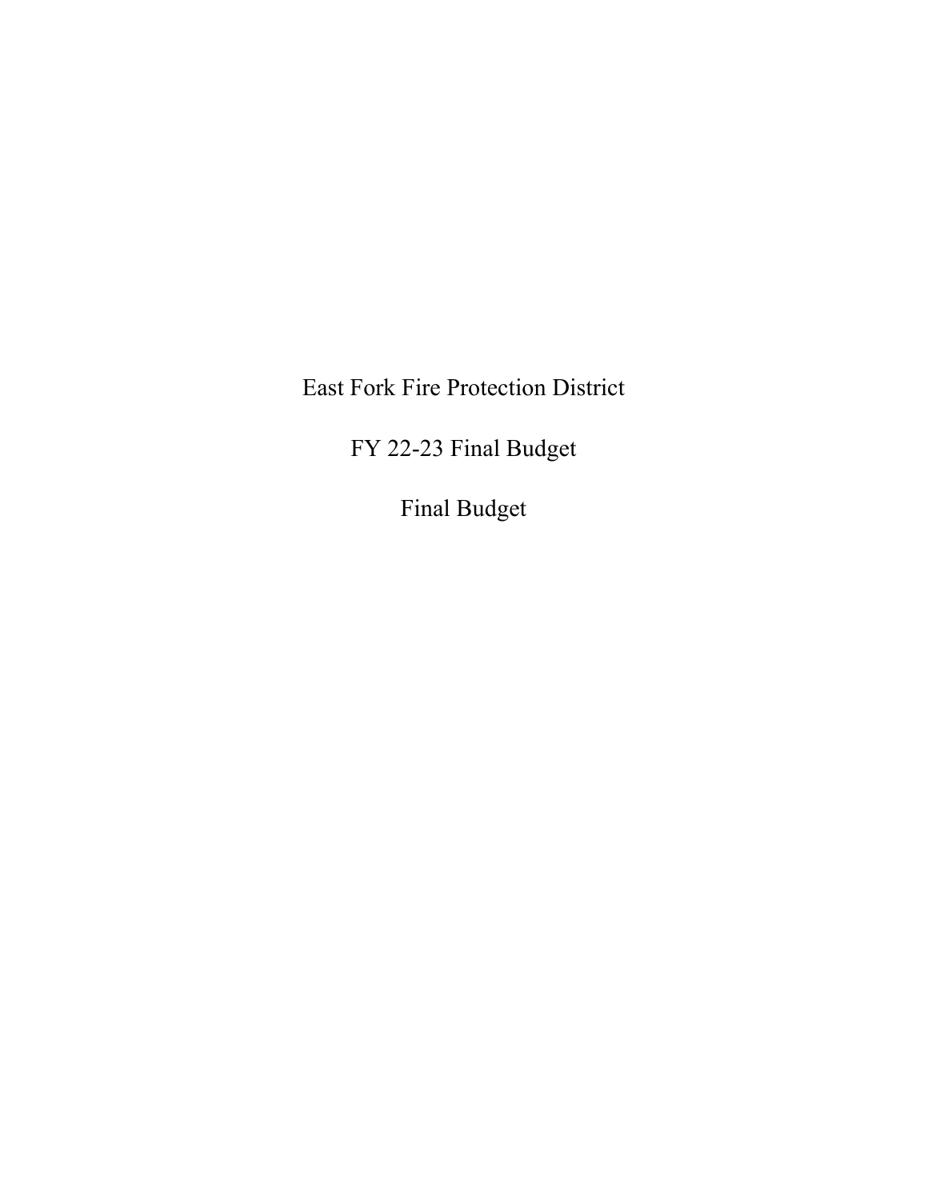# East Fork Fire Protection District

## FY 22-23 Final Budget

## Final Budget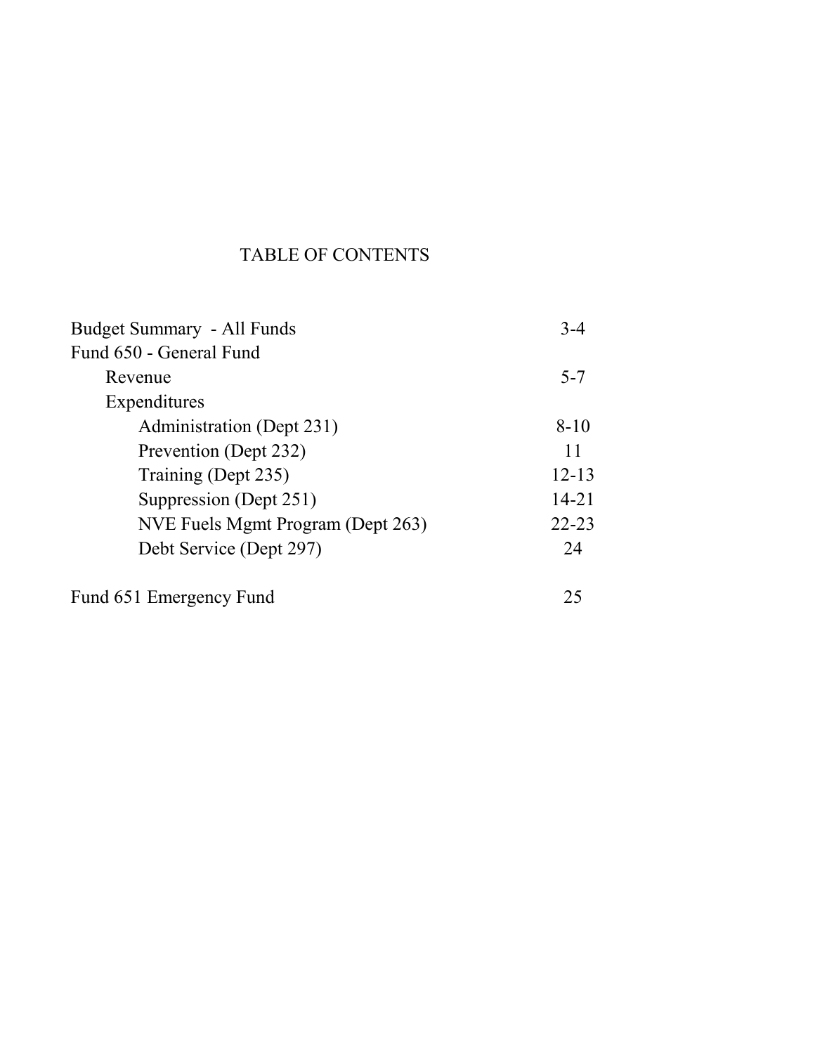# TABLE OF CONTENTS

| | |
|---|---|
| Budget Summary - All Funds | 3-4 |
| Fund 650 - General Fund | |
| Revenue | 5-7 |
| Expenditures | |
| Administration (Dept 231) | 8-10 |
| Prevention (Dept 232) | 11 |
| Training (Dept 235) | 12-13 |
| Suppression (Dept 251) | 14-21 |
| NVE Fuels Mgmt Program (Dept 263) | 22-23 |
| Debt Service (Dept 297) | 24 |
| | |
| Fund 651 Emergency Fund | 25 |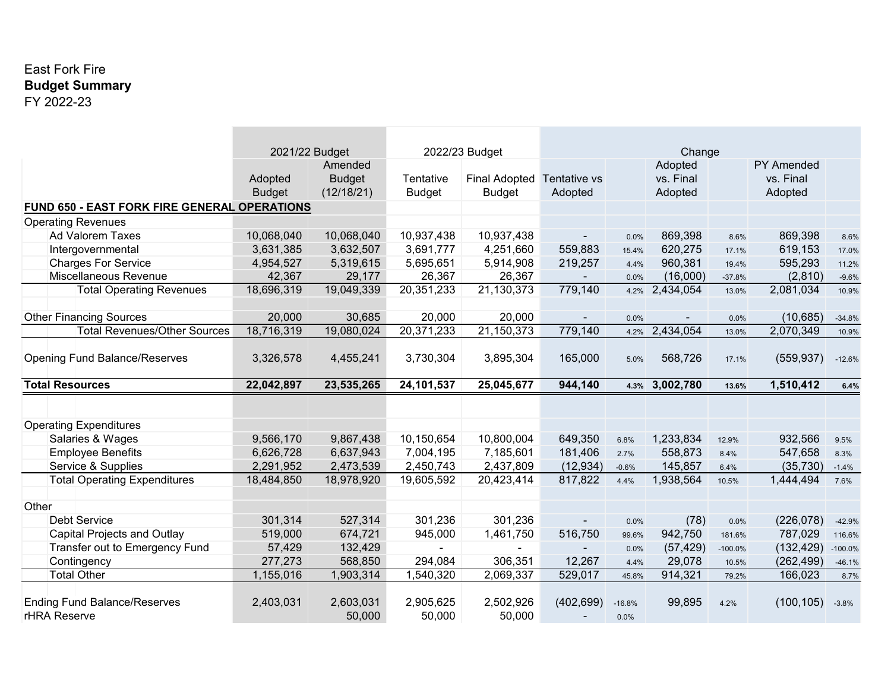East Fork Fire

**Budget Summary**

FY 2022-23

| | 2021/22 Budget | | 2022/23 Budget | | Change | | | | | |
|---|---|---|---|---|---|---|---|---|---|---|
| | Adopted Budget | Amended Budget (12/18/21) | Tentative Budget | Final Adopted Budget | Tentative vs Adopted | | Adopted vs. Final Adopted | | PY Amended vs. Final Adopted | |
| **FUND 650 - EAST FORK FIRE GENERAL OPERATIONS** | | | | | | | | | | |
| Operating Revenues | | | | | | | | | | |
| Ad Valorem Taxes | 10,068,040 | 10,068,040 | 10,937,438 | 10,937,438 | - | 0.0% | 869,398 | 8.6% | 869,398 | 8.6% |
| Intergovernmental | 3,631,385 | 3,632,507 | 3,691,777 | 4,251,660 | 559,883 | 15.4% | 620,275 | 17.1% | 619,153 | 17.0% |
| Charges For Service | 4,954,527 | 5,319,615 | 5,695,651 | 5,914,908 | 219,257 | 4.4% | 960,381 | 19.4% | 595,293 | 11.2% |
| Miscellaneous Revenue | 42,367 | 29,177 | 26,367 | 26,367 | - | 0.0% | (16,000) | -37.8% | (2,810) | -9.6% |
| Total Operating Revenues | 18,696,319 | 19,049,339 | 20,351,233 | 21,130,373 | 779,140 | 4.2% | 2,434,054 | 13.0% | 2,081,034 | 10.9% |
| | | | | | | | | | | |
| Other Financing Sources | 20,000 | 30,685 | 20,000 | 20,000 | - | 0.0% | - | 0.0% | (10,685) | -34.8% |
| Total Revenues/Other Sources | 18,716,319 | 19,080,024 | 20,371,233 | 21,150,373 | 779,140 | 4.2% | 2,434,054 | 13.0% | 2,070,349 | 10.9% |
| | | | | | | | | | | |
| Opening Fund Balance/Reserves | 3,326,578 | 4,455,241 | 3,730,304 | 3,895,304 | 165,000 | 5.0% | 568,726 | 17.1% | (559,937) | -12.6% |
| | | | | | | | | | | |
| **Total Resources** | **22,042,897** | **23,535,265** | **24,101,537** | **25,045,677** | **944,140** | **4.3%** | **3,002,780** | **13.6%** | **1,510,412** | **6.4%** |
| | | | | | | | | | | |
| Operating Expenditures | | | | | | | | | | |
| Salaries & Wages | 9,566,170 | 9,867,438 | 10,150,654 | 10,800,004 | 649,350 | 6.8% | 1,233,834 | 12.9% | 932,566 | 9.5% |
| Employee Benefits | 6,626,728 | 6,637,943 | 7,004,195 | 7,185,601 | 181,406 | 2.7% | 558,873 | 8.4% | 547,658 | 8.3% |
| Service & Supplies | 2,291,952 | 2,473,539 | 2,450,743 | 2,437,809 | (12,934) | -0.6% | 145,857 | 6.4% | (35,730) | -1.4% |
| Total Operating Expenditures | 18,484,850 | 18,978,920 | 19,605,592 | 20,423,414 | 817,822 | 4.4% | 1,938,564 | 10.5% | 1,444,494 | 7.6% |
| | | | | | | | | | | |
| Other | | | | | | | | | | |
| Debt Service | 301,314 | 527,314 | 301,236 | 301,236 | - | 0.0% | (78) | 0.0% | (226,078) | -42.9% |
| Capital Projects and Outlay | 519,000 | 674,721 | 945,000 | 1,461,750 | 516,750 | 99.6% | 942,750 | 181.6% | 787,029 | 116.6% |
| Transfer out to Emergency Fund | 57,429 | 132,429 | - | - | - | 0.0% | (57,429) | -100.0% | (132,429) | -100.0% |
| Contingency | 277,273 | 568,850 | 294,084 | 306,351 | 12,267 | 4.4% | 29,078 | 10.5% | (262,499) | -46.1% |
| Total Other | 1,155,016 | 1,903,314 | 1,540,320 | 2,069,337 | 529,017 | 45.8% | 914,321 | 79.2% | 166,023 | 8.7% |
| | | | | | | | | | | |
| Ending Fund Balance/Reserves | 2,403,031 | 2,603,031 | 2,905,625 | 2,502,926 | (402,699) | -16.8% | 99,895 | 4.2% | (100,105) | -3.8% |
| rHRA Reserve | | 50,000 | 50,000 | 50,000 | - | 0.0% | | | | |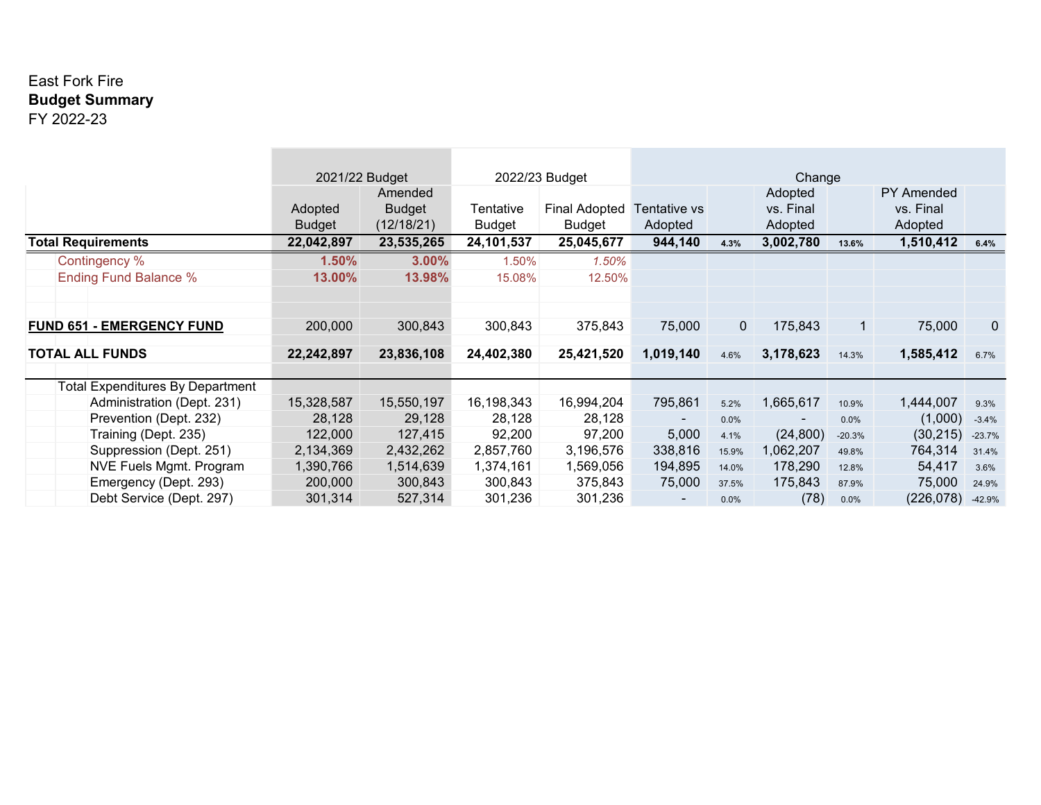East Fork Fire
**Budget Summary**
FY 2022-23

| | 2021/22 Budget | | 2022/23 Budget | | Change | | | | | |
|---|---|---|---|---|---|---|---|---|---|---|
| | Adopted Budget | Amended Budget (12/18/21) | Tentative Budget | Final Adopted Budget | Tentative vs Adopted | | Adopted vs. Final Adopted | | PY Amended vs. Final Adopted | |
| **Total Requirements** | **22,042,897** | **23,535,265** | **24,101,537** | **25,045,677** | **944,140** | 4.3% | **3,002,780** | 13.6% | **1,510,412** | 6.4% |
| Contingency % | **1.50%** | **3.00%** | 1.50% | *1.50%* | | | | | | |
| Ending Fund Balance % | **13.00%** | **13.98%** | 15.08% | 12.50% | | | | | | |
| | | | | | | | | | | |
| **FUND 651 - EMERGENCY FUND** | 200,000 | 300,843 | 300,843 | 375,843 | 75,000 | 0 | 175,843 | 1 | 75,000 | 0 |
| **TOTAL ALL FUNDS** | **22,242,897** | **23,836,108** | **24,402,380** | **25,421,520** | **1,019,140** | 4.6% | **3,178,623** | 14.3% | **1,585,412** | 6.7% |
| | | | | | | | | | | |
| Total Expenditures By Department | | | | | | | | | | |
| Administration (Dept. 231) | 15,328,587 | 15,550,197 | 16,198,343 | 16,994,204 | 795,861 | 5.2% | 1,665,617 | 10.9% | 1,444,007 | 9.3% |
| Prevention (Dept. 232) | 28,128 | 29,128 | 28,128 | 28,128 | - | 0.0% | - | 0.0% | (1,000) | -3.4% |
| Training (Dept. 235) | 122,000 | 127,415 | 92,200 | 97,200 | 5,000 | 4.1% | (24,800) | -20.3% | (30,215) | -23.7% |
| Suppression (Dept. 251) | 2,134,369 | 2,432,262 | 2,857,760 | 3,196,576 | 338,816 | 15.9% | 1,062,207 | 49.8% | 764,314 | 31.4% |
| NVE Fuels Mgmt. Program | 1,390,766 | 1,514,639 | 1,374,161 | 1,569,056 | 194,895 | 14.0% | 178,290 | 12.8% | 54,417 | 3.6% |
| Emergency (Dept. 293) | 200,000 | 300,843 | 300,843 | 375,843 | 75,000 | 37.5% | 175,843 | 87.9% | 75,000 | 24.9% |
| Debt Service (Dept. 297) | 301,314 | 527,314 | 301,236 | 301,236 | - | 0.0% | (78) | 0.0% | (226,078) | -42.9% |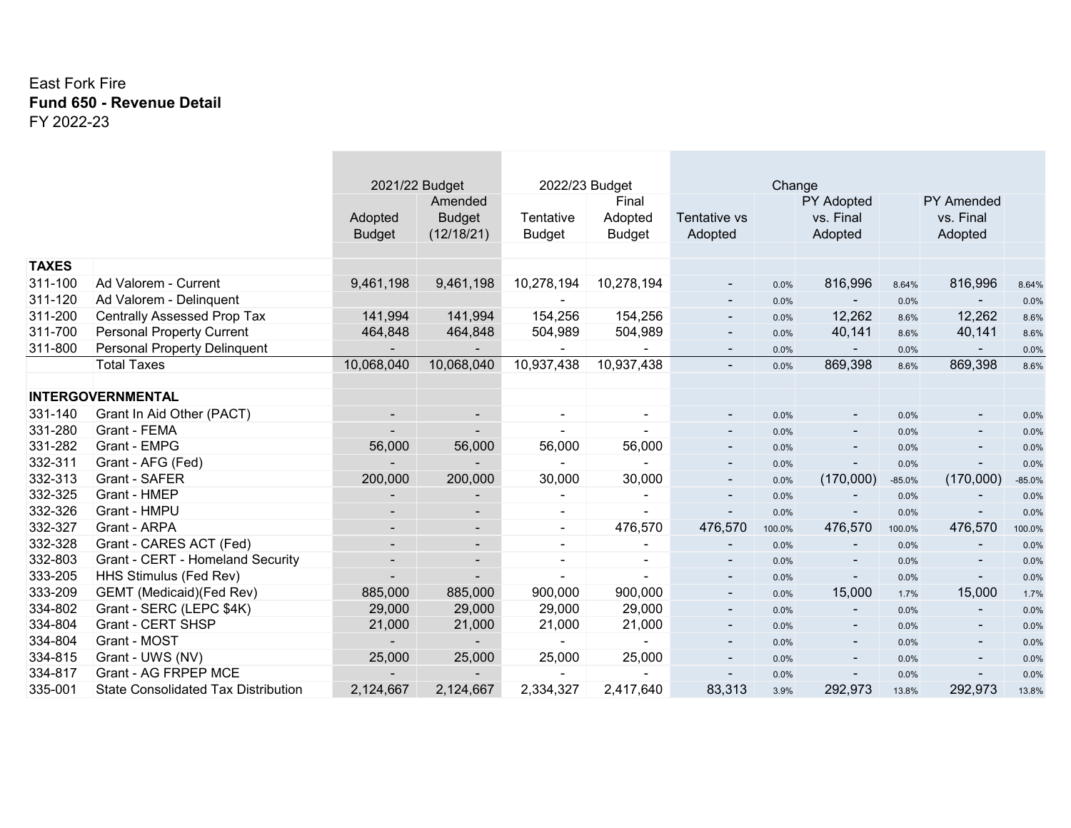East Fork Fire

**Fund 650 - Revenue Detail**

FY 2022-23

| | | 2021/22 Budget | | 2022/23 Budget | | Change | | | | | |
|---|---|---|---|---|---|---|---|---|---|---|---|
| | | Adopted Budget | Amended Budget (12/18/21) | Tentative Budget | Final Adopted Budget | Tentative vs Adopted | | PY Adopted vs. Final Adopted | | PY Amended vs. Final Adopted | |
| **TAXES** | | | | | | | | | | | |
| 311-100 | Ad Valorem - Current | 9,461,198 | 9,461,198 | 10,278,194 | 10,278,194 | - | 0.0% | 816,996 | 8.64% | 816,996 | 8.64% |
| 311-120 | Ad Valorem - Delinquent | | | - | | - | 0.0% | - | 0.0% | - | 0.0% |
| 311-200 | Centrally Assessed Prop Tax | 141,994 | 141,994 | 154,256 | 154,256 | - | 0.0% | 12,262 | 8.6% | 12,262 | 8.6% |
| 311-700 | Personal Property Current | 464,848 | 464,848 | 504,989 | 504,989 | - | 0.0% | 40,141 | 8.6% | 40,141 | 8.6% |
| 311-800 | Personal Property Delinquent | - | - | - | - | - | 0.0% | - | 0.0% | - | 0.0% |
| | Total Taxes | 10,068,040 | 10,068,040 | 10,937,438 | 10,937,438 | - | 0.0% | 869,398 | 8.6% | 869,398 | 8.6% |
| **INTERGOVERNMENTAL** | | | | | | | | | | | |
| 331-140 | Grant In Aid Other (PACT) | - | - | - | - | - | 0.0% | - | 0.0% | - | 0.0% |
| 331-280 | Grant - FEMA | - | - | - | - | - | 0.0% | - | 0.0% | - | 0.0% |
| 331-282 | Grant - EMPG | 56,000 | 56,000 | 56,000 | 56,000 | - | 0.0% | - | 0.0% | - | 0.0% |
| 332-311 | Grant - AFG (Fed) | - | - | - | - | - | 0.0% | - | 0.0% | - | 0.0% |
| 332-313 | Grant - SAFER | 200,000 | 200,000 | 30,000 | 30,000 | - | 0.0% | (170,000) | -85.0% | (170,000) | -85.0% |
| 332-325 | Grant - HMEP | - | - | - | - | - | 0.0% | - | 0.0% | - | 0.0% |
| 332-326 | Grant - HMPU | - | - | - | - | - | 0.0% | - | 0.0% | - | 0.0% |
| 332-327 | Grant - ARPA | - | - | - | 476,570 | 476,570 | 100.0% | 476,570 | 100.0% | 476,570 | 100.0% |
| 332-328 | Grant - CARES ACT (Fed) | - | - | - | - | - | 0.0% | - | 0.0% | - | 0.0% |
| 332-803 | Grant - CERT - Homeland Security | - | - | - | - | - | 0.0% | - | 0.0% | - | 0.0% |
| 333-205 | HHS Stimulus (Fed Rev) | - | - | - | - | - | 0.0% | - | 0.0% | - | 0.0% |
| 333-209 | GEMT (Medicaid)(Fed Rev) | 885,000 | 885,000 | 900,000 | 900,000 | - | 0.0% | 15,000 | 1.7% | 15,000 | 1.7% |
| 334-802 | Grant - SERC (LEPC $4K) | 29,000 | 29,000 | 29,000 | 29,000 | - | 0.0% | - | 0.0% | - | 0.0% |
| 334-804 | Grant - CERT SHSP | 21,000 | 21,000 | 21,000 | 21,000 | - | 0.0% | - | 0.0% | - | 0.0% |
| 334-804 | Grant - MOST | - | - | - | - | - | 0.0% | - | 0.0% | - | 0.0% |
| 334-815 | Grant - UWS (NV) | 25,000 | 25,000 | 25,000 | 25,000 | - | 0.0% | - | 0.0% | - | 0.0% |
| 334-817 | Grant - AG FRPEP MCE | - | - | - | - | - | 0.0% | - | 0.0% | - | 0.0% |
| 335-001 | State Consolidated Tax Distribution | 2,124,667 | 2,124,667 | 2,334,327 | 2,417,640 | 83,313 | 3.9% | 292,973 | 13.8% | 292,973 | 13.8% |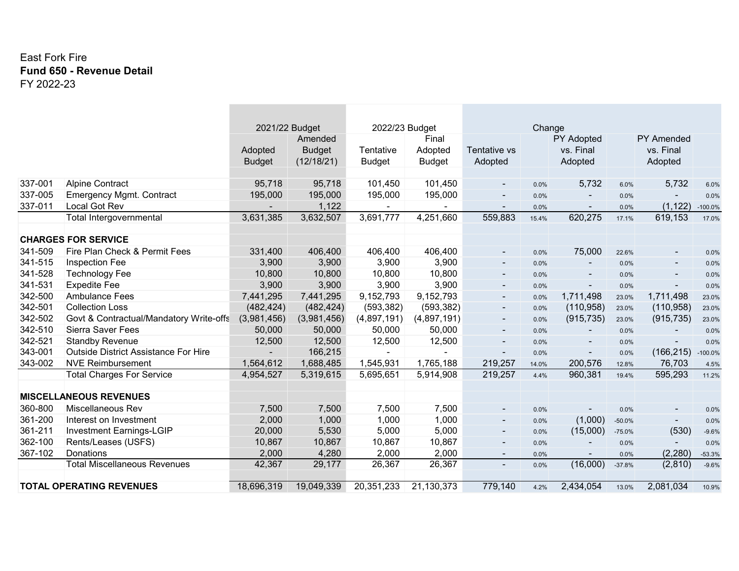East Fork Fire

**Fund 650 - Revenue Detail**

FY 2022-23

| | | 2021/22 Budget | | 2022/23 Budget | | Change | | | | | |
|---|---|---|---|---|---|---|---|---|---|---|---|
| | | Adopted Budget | Amended Budget (12/18/21) | Tentative Budget | Final Adopted Budget | Tentative vs Adopted | | PY Adopted vs. Final Adopted | | PY Amended vs. Final Adopted | |
| 337-001 | Alpine Contract | 95,718 | 95,718 | 101,450 | 101,450 | - | 0.0% | 5,732 | 6.0% | 5,732 | 6.0% |
| 337-005 | Emergency Mgmt. Contract | 195,000 | 195,000 | 195,000 | 195,000 | - | 0.0% | - | 0.0% | - | 0.0% |
| 337-011 | Local Got Rev | - | 1,122 | - | - | - | 0.0% | - | 0.0% | (1,122) | -100.0% |
| | Total Intergovernmental | 3,631,385 | 3,632,507 | 3,691,777 | 4,251,660 | 559,883 | 15.4% | 620,275 | 17.1% | 619,153 | 17.0% |
| **CHARGES FOR SERVICE** | | | | | | | | | | | |
| 341-509 | Fire Plan Check & Permit Fees | 331,400 | 406,400 | 406,400 | 406,400 | - | 0.0% | 75,000 | 22.6% | - | 0.0% |
| 341-515 | Inspection Fee | 3,900 | 3,900 | 3,900 | 3,900 | - | 0.0% | - | 0.0% | - | 0.0% |
| 341-528 | Technology Fee | 10,800 | 10,800 | 10,800 | 10,800 | - | 0.0% | - | 0.0% | - | 0.0% |
| 341-531 | Expedite Fee | 3,900 | 3,900 | 3,900 | 3,900 | - | 0.0% | - | 0.0% | - | 0.0% |
| 342-500 | Ambulance Fees | 7,441,295 | 7,441,295 | 9,152,793 | 9,152,793 | - | 0.0% | 1,711,498 | 23.0% | 1,711,498 | 23.0% |
| 342-501 | Collection Loss | (482,424) | (482,424) | (593,382) | (593,382) | - | 0.0% | (110,958) | 23.0% | (110,958) | 23.0% |
| 342-502 | Govt & Contractual/Mandatory Write-offs | (3,981,456) | (3,981,456) | (4,897,191) | (4,897,191) | - | 0.0% | (915,735) | 23.0% | (915,735) | 23.0% |
| 342-510 | Sierra Saver Fees | 50,000 | 50,000 | 50,000 | 50,000 | - | 0.0% | - | 0.0% | - | 0.0% |
| 342-521 | Standby Revenue | 12,500 | 12,500 | 12,500 | 12,500 | - | 0.0% | - | 0.0% | - | 0.0% |
| 343-001 | Outside District Assistance For Hire | - | 166,215 | - | - | - | 0.0% | - | 0.0% | (166,215) | -100.0% |
| 343-002 | NVE Reimbursement | 1,564,612 | 1,688,485 | 1,545,931 | 1,765,188 | 219,257 | 14.0% | 200,576 | 12.8% | 76,703 | 4.5% |
| | Total Charges For Service | 4,954,527 | 5,319,615 | 5,695,651 | 5,914,908 | 219,257 | 4.4% | 960,381 | 19.4% | 595,293 | 11.2% |
| **MISCELLANEOUS REVENUES** | | | | | | | | | | | |
| 360-800 | Miscellaneous Rev | 7,500 | 7,500 | 7,500 | 7,500 | - | 0.0% | - | 0.0% | - | 0.0% |
| 361-200 | Interest on Investment | 2,000 | 1,000 | 1,000 | 1,000 | - | 0.0% | (1,000) | -50.0% | - | 0.0% |
| 361-211 | Investment Earnings-LGIP | 20,000 | 5,530 | 5,000 | 5,000 | - | 0.0% | (15,000) | -75.0% | (530) | -9.6% |
| 362-100 | Rents/Leases (USFS) | 10,867 | 10,867 | 10,867 | 10,867 | - | 0.0% | - | 0.0% | - | 0.0% |
| 367-102 | Donations | 2,000 | 4,280 | 2,000 | 2,000 | - | 0.0% | - | 0.0% | (2,280) | -53.3% |
| | Total Miscellaneous Revenues | 42,367 | 29,177 | 26,367 | 26,367 | - | 0.0% | (16,000) | -37.8% | (2,810) | -9.6% |
| **TOTAL OPERATING REVENUES** | | 18,696,319 | 19,049,339 | 20,351,233 | 21,130,373 | 779,140 | 4.2% | 2,434,054 | 13.0% | 2,081,034 | 10.9% |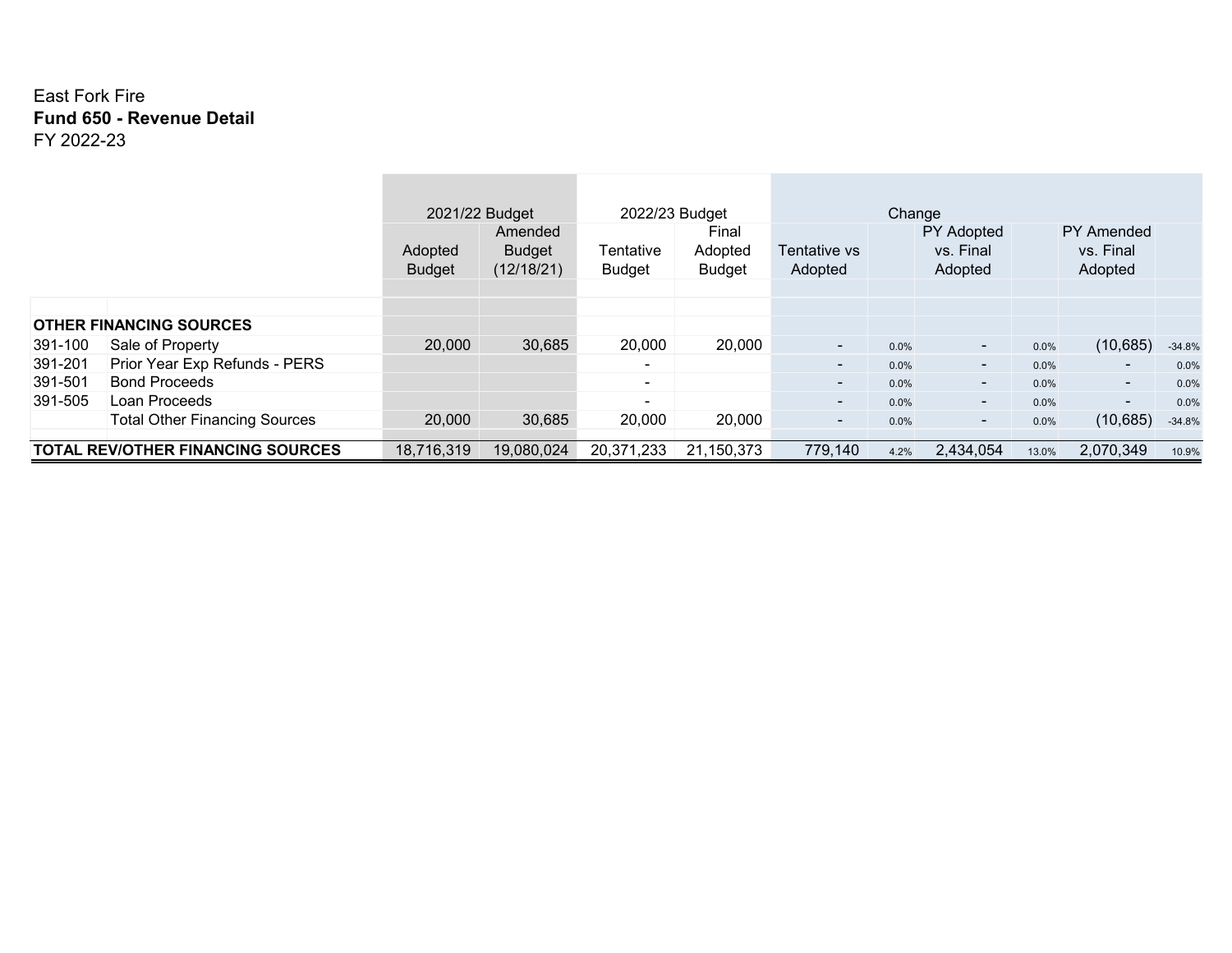East Fork Fire

**Fund 650 - Revenue Detail**

FY 2022-23

| | | 2021/22 Budget | | 2022/23 Budget | | Change | | | | | |
|---|---|---|---|---|---|---|---|---|---|---|---|
| | | Adopted Budget | Amended Budget (12/18/21) | Tentative Budget | Final Adopted Budget | Tentative vs Adopted | | PY Adopted vs. Final Adopted | | PY Amended vs. Final Adopted | |
| **OTHER FINANCING SOURCES** | | | | | | | | | | | |
| 391-100 | Sale of Property | 20,000 | 30,685 | 20,000 | 20,000 | - | 0.0% | - | 0.0% | (10,685) | -34.8% |
| 391-201 | Prior Year Exp Refunds - PERS | | | - | | - | 0.0% | - | 0.0% | - | 0.0% |
| 391-501 | Bond Proceeds | | | - | | - | 0.0% | - | 0.0% | - | 0.0% |
| 391-505 | Loan Proceeds | | | - | | - | 0.0% | - | 0.0% | - | 0.0% |
| | Total Other Financing Sources | 20,000 | 30,685 | 20,000 | 20,000 | - | 0.0% | - | 0.0% | (10,685) | -34.8% |
| **TOTAL REV/OTHER FINANCING SOURCES** | | 18,716,319 | 19,080,024 | 20,371,233 | 21,150,373 | 779,140 | 4.2% | 2,434,054 | 13.0% | 2,070,349 | 10.9% |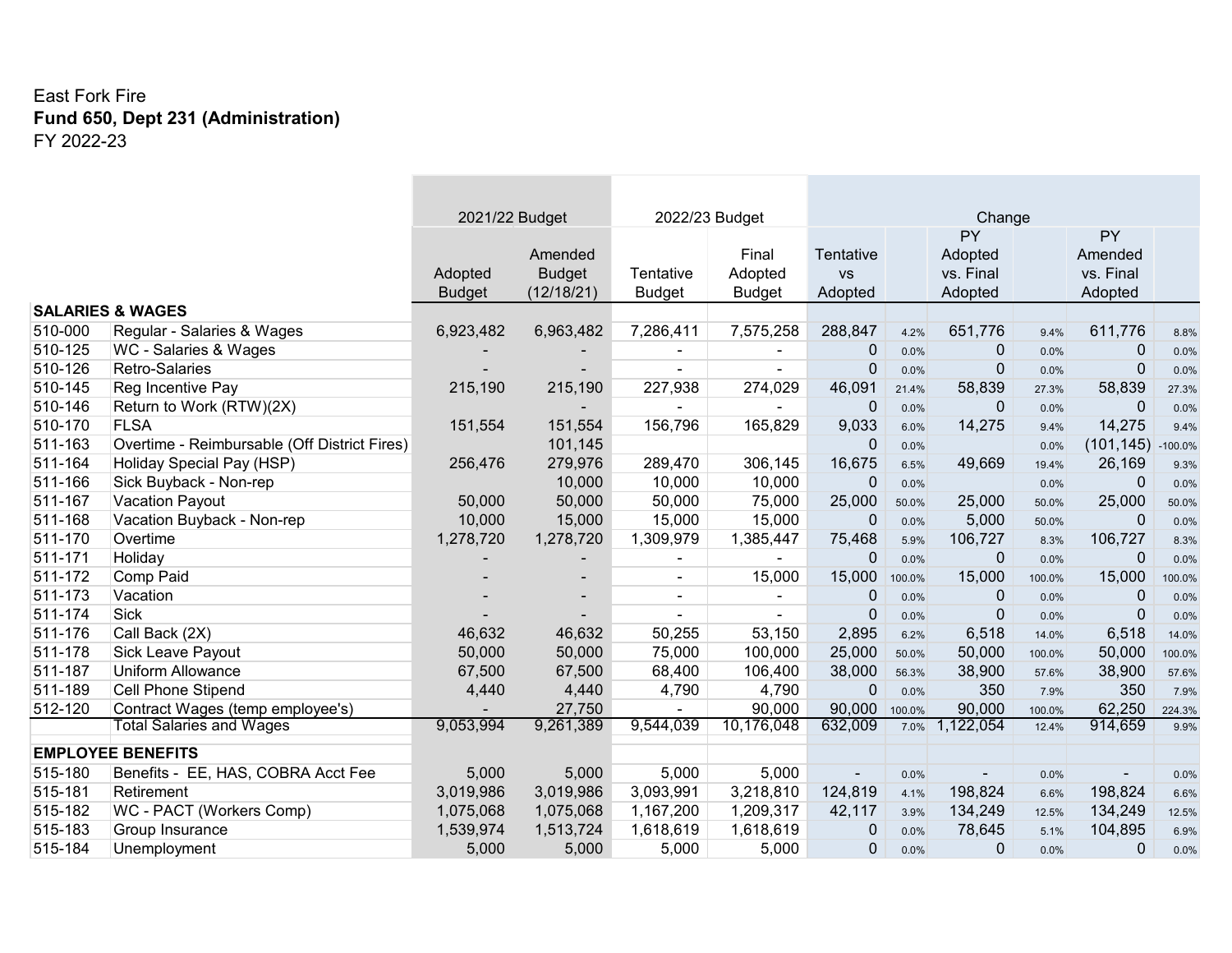East Fork Fire

**Fund 650, Dept 231 (Administration)**

FY 2022-23

| | | 2021/22 Budget | | 2022/23 Budget | | Change | | | | | |
|---|---|---|---|---|---|---|---|---|---|---|---|
| | | Adopted Budget | Amended Budget (12/18/21) | Tentative Budget | Final Adopted Budget | Tentative vs Adopted | | PY Adopted vs. Final Adopted | | PY Amended vs. Final Adopted | |
| **SALARIES & WAGES** | | | | | | | | | | | |
| 510-000 | Regular - Salaries & Wages | 6,923,482 | 6,963,482 | 7,286,411 | 7,575,258 | 288,847 | 4.2% | 651,776 | 9.4% | 611,776 | 8.8% |
| 510-125 | WC - Salaries & Wages | - | - | - | - | 0 | 0.0% | 0 | 0.0% | 0 | 0.0% |
| 510-126 | Retro-Salaries | - | - | - | - | 0 | 0.0% | 0 | 0.0% | 0 | 0.0% |
| 510-145 | Reg Incentive Pay | 215,190 | 215,190 | 227,938 | 274,029 | 46,091 | 21.4% | 58,839 | 27.3% | 58,839 | 27.3% |
| 510-146 | Return to Work (RTW)(2X) | | - | - | - | 0 | 0.0% | 0 | 0.0% | 0 | 0.0% |
| 510-170 | FLSA | 151,554 | 151,554 | 156,796 | 165,829 | 9,033 | 6.0% | 14,275 | 9.4% | 14,275 | 9.4% |
| 511-163 | Overtime - Reimbursable (Off District Fires) | | 101,145 | | | 0 | 0.0% | | 0.0% | (101,145) | -100.0% |
| 511-164 | Holiday Special Pay (HSP) | 256,476 | 279,976 | 289,470 | 306,145 | 16,675 | 6.5% | 49,669 | 19.4% | 26,169 | 9.3% |
| 511-166 | Sick Buyback - Non-rep | | 10,000 | 10,000 | 10,000 | 0 | 0.0% | | 0.0% | 0 | 0.0% |
| 511-167 | Vacation Payout | 50,000 | 50,000 | 50,000 | 75,000 | 25,000 | 50.0% | 25,000 | 50.0% | 25,000 | 50.0% |
| 511-168 | Vacation Buyback - Non-rep | 10,000 | 15,000 | 15,000 | 15,000 | 0 | 0.0% | 5,000 | 50.0% | 0 | 0.0% |
| 511-170 | Overtime | 1,278,720 | 1,278,720 | 1,309,979 | 1,385,447 | 75,468 | 5.9% | 106,727 | 8.3% | 106,727 | 8.3% |
| 511-171 | Holiday | - | - | - | - | 0 | 0.0% | 0 | 0.0% | 0 | 0.0% |
| 511-172 | Comp Paid | - | - | - | 15,000 | 15,000 | 100.0% | 15,000 | 100.0% | 15,000 | 100.0% |
| 511-173 | Vacation | - | - | - | - | 0 | 0.0% | 0 | 0.0% | 0 | 0.0% |
| 511-174 | Sick | - | - | - | - | 0 | 0.0% | 0 | 0.0% | 0 | 0.0% |
| 511-176 | Call Back (2X) | 46,632 | 46,632 | 50,255 | 53,150 | 2,895 | 6.2% | 6,518 | 14.0% | 6,518 | 14.0% |
| 511-178 | Sick Leave Payout | 50,000 | 50,000 | 75,000 | 100,000 | 25,000 | 50.0% | 50,000 | 100.0% | 50,000 | 100.0% |
| 511-187 | Uniform Allowance | 67,500 | 67,500 | 68,400 | 106,400 | 38,000 | 56.3% | 38,900 | 57.6% | 38,900 | 57.6% |
| 511-189 | Cell Phone Stipend | 4,440 | 4,440 | 4,790 | 4,790 | 0 | 0.0% | 350 | 7.9% | 350 | 7.9% |
| 512-120 | Contract Wages (temp employee's) | - | 27,750 | - | 90,000 | 90,000 | 100.0% | 90,000 | 100.0% | 62,250 | 224.3% |
| | Total Salaries and Wages | 9,053,994 | 9,261,389 | 9,544,039 | 10,176,048 | 632,009 | 7.0% | 1,122,054 | 12.4% | 914,659 | 9.9% |
| **EMPLOYEE BENEFITS** | | | | | | | | | | | |
| 515-180 | Benefits - EE, HAS, COBRA Acct Fee | 5,000 | 5,000 | 5,000 | 5,000 | - | 0.0% | - | 0.0% | - | 0.0% |
| 515-181 | Retirement | 3,019,986 | 3,019,986 | 3,093,991 | 3,218,810 | 124,819 | 4.1% | 198,824 | 6.6% | 198,824 | 6.6% |
| 515-182 | WC - PACT (Workers Comp) | 1,075,068 | 1,075,068 | 1,167,200 | 1,209,317 | 42,117 | 3.9% | 134,249 | 12.5% | 134,249 | 12.5% |
| 515-183 | Group Insurance | 1,539,974 | 1,513,724 | 1,618,619 | 1,618,619 | 0 | 0.0% | 78,645 | 5.1% | 104,895 | 6.9% |
| 515-184 | Unemployment | 5,000 | 5,000 | 5,000 | 5,000 | 0 | 0.0% | 0 | 0.0% | 0 | 0.0% |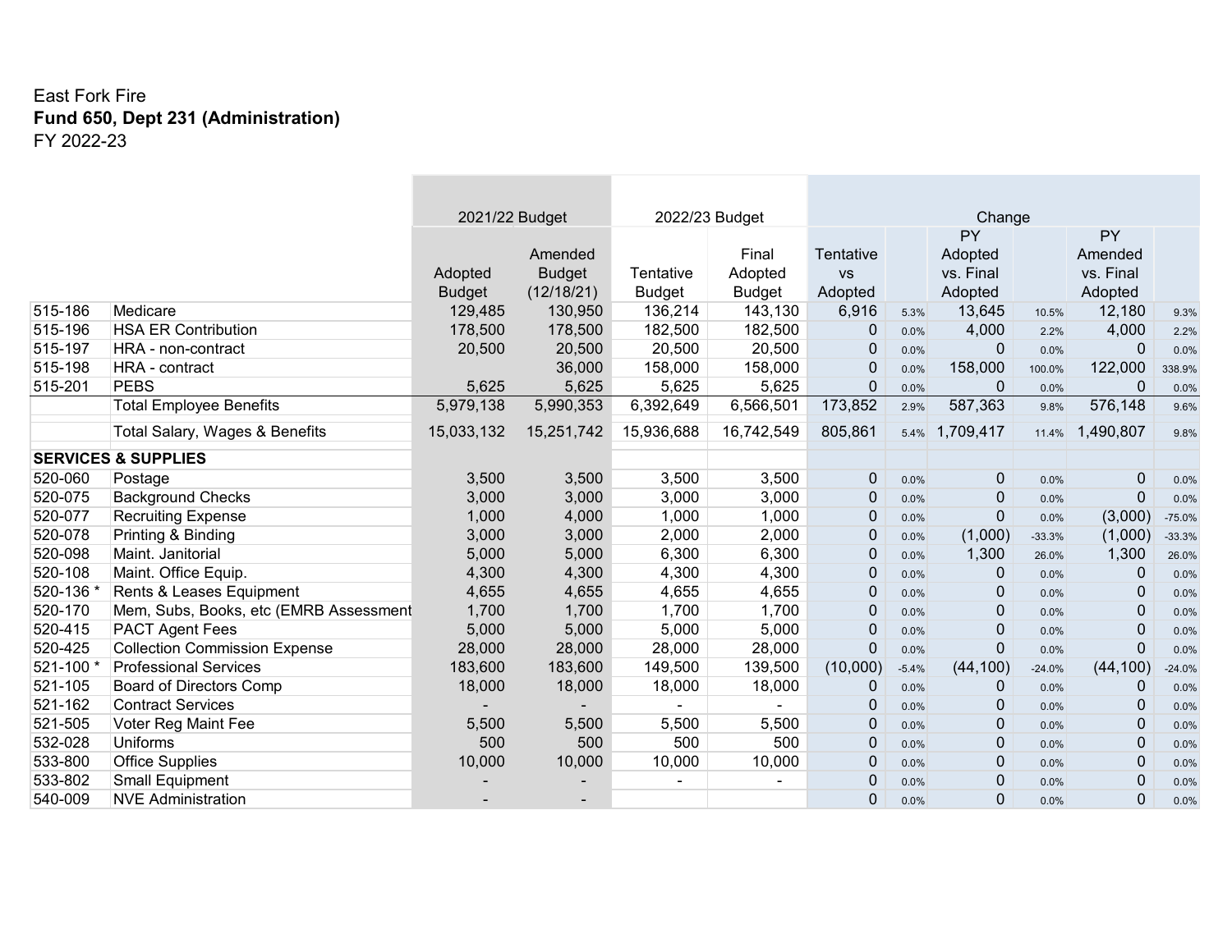East Fork Fire
**Fund 650, Dept 231 (Administration)**
FY 2022-23

| | | 2021/22 Budget | | 2022/23 Budget | | Change | | | | | |
|---|---|---|---|---|---|---|---|---|---|---|---|
| | | Adopted Budget | Amended Budget (12/18/21) | Tentative Budget | Final Adopted Budget | Tentative vs Adopted | | PY Adopted vs. Final Adopted | | PY Amended vs. Final Adopted | |
| 515-186 | Medicare | 129,485 | 130,950 | 136,214 | 143,130 | 6,916 | 5.3% | 13,645 | 10.5% | 12,180 | 9.3% |
| 515-196 | HSA ER Contribution | 178,500 | 178,500 | 182,500 | 182,500 | 0 | 0.0% | 4,000 | 2.2% | 4,000 | 2.2% |
| 515-197 | HRA - non-contract | 20,500 | 20,500 | 20,500 | 20,500 | 0 | 0.0% | 0 | 0.0% | 0 | 0.0% |
| 515-198 | HRA - contract | | 36,000 | 158,000 | 158,000 | 0 | 0.0% | 158,000 | 100.0% | 122,000 | 338.9% |
| 515-201 | PEBS | 5,625 | 5,625 | 5,625 | 5,625 | 0 | 0.0% | 0 | 0.0% | 0 | 0.0% |
| | Total Employee Benefits | 5,979,138 | 5,990,353 | 6,392,649 | 6,566,501 | 173,852 | 2.9% | 587,363 | 9.8% | 576,148 | 9.6% |
| | Total Salary, Wages & Benefits | 15,033,132 | 15,251,742 | 15,936,688 | 16,742,549 | 805,861 | 5.4% | 1,709,417 | 11.4% | 1,490,807 | 9.8% |
| **SERVICES & SUPPLIES** | | | | | | | | | | | |
| 520-060 | Postage | 3,500 | 3,500 | 3,500 | 3,500 | 0 | 0.0% | 0 | 0.0% | 0 | 0.0% |
| 520-075 | Background Checks | 3,000 | 3,000 | 3,000 | 3,000 | 0 | 0.0% | 0 | 0.0% | 0 | 0.0% |
| 520-077 | Recruiting Expense | 1,000 | 4,000 | 1,000 | 1,000 | 0 | 0.0% | 0 | 0.0% | (3,000) | -75.0% |
| 520-078 | Printing & Binding | 3,000 | 3,000 | 2,000 | 2,000 | 0 | 0.0% | (1,000) | -33.3% | (1,000) | -33.3% |
| 520-098 | Maint. Janitorial | 5,000 | 5,000 | 6,300 | 6,300 | 0 | 0.0% | 1,300 | 26.0% | 1,300 | 26.0% |
| 520-108 | Maint. Office Equip. | 4,300 | 4,300 | 4,300 | 4,300 | 0 | 0.0% | 0 | 0.0% | 0 | 0.0% |
| 520-136 * | Rents & Leases Equipment | 4,655 | 4,655 | 4,655 | 4,655 | 0 | 0.0% | 0 | 0.0% | 0 | 0.0% |
| 520-170 | Mem, Subs, Books, etc (EMRB Assessment | 1,700 | 1,700 | 1,700 | 1,700 | 0 | 0.0% | 0 | 0.0% | 0 | 0.0% |
| 520-415 | PACT Agent Fees | 5,000 | 5,000 | 5,000 | 5,000 | 0 | 0.0% | 0 | 0.0% | 0 | 0.0% |
| 520-425 | Collection Commission Expense | 28,000 | 28,000 | 28,000 | 28,000 | 0 | 0.0% | 0 | 0.0% | 0 | 0.0% |
| 521-100 * | Professional Services | 183,600 | 183,600 | 149,500 | 139,500 | (10,000) | -5.4% | (44,100) | -24.0% | (44,100) | -24.0% |
| 521-105 | Board of Directors Comp | 18,000 | 18,000 | 18,000 | 18,000 | 0 | 0.0% | 0 | 0.0% | 0 | 0.0% |
| 521-162 | Contract Services | - | - | - | - | 0 | 0.0% | 0 | 0.0% | 0 | 0.0% |
| 521-505 | Voter Reg Maint Fee | 5,500 | 5,500 | 5,500 | 5,500 | 0 | 0.0% | 0 | 0.0% | 0 | 0.0% |
| 532-028 | Uniforms | 500 | 500 | 500 | 500 | 0 | 0.0% | 0 | 0.0% | 0 | 0.0% |
| 533-800 | Office Supplies | 10,000 | 10,000 | 10,000 | 10,000 | 0 | 0.0% | 0 | 0.0% | 0 | 0.0% |
| 533-802 | Small Equipment | - | - | - | - | 0 | 0.0% | 0 | 0.0% | 0 | 0.0% |
| 540-009 | NVE Administration | - | - | | | 0 | 0.0% | 0 | 0.0% | 0 | 0.0% |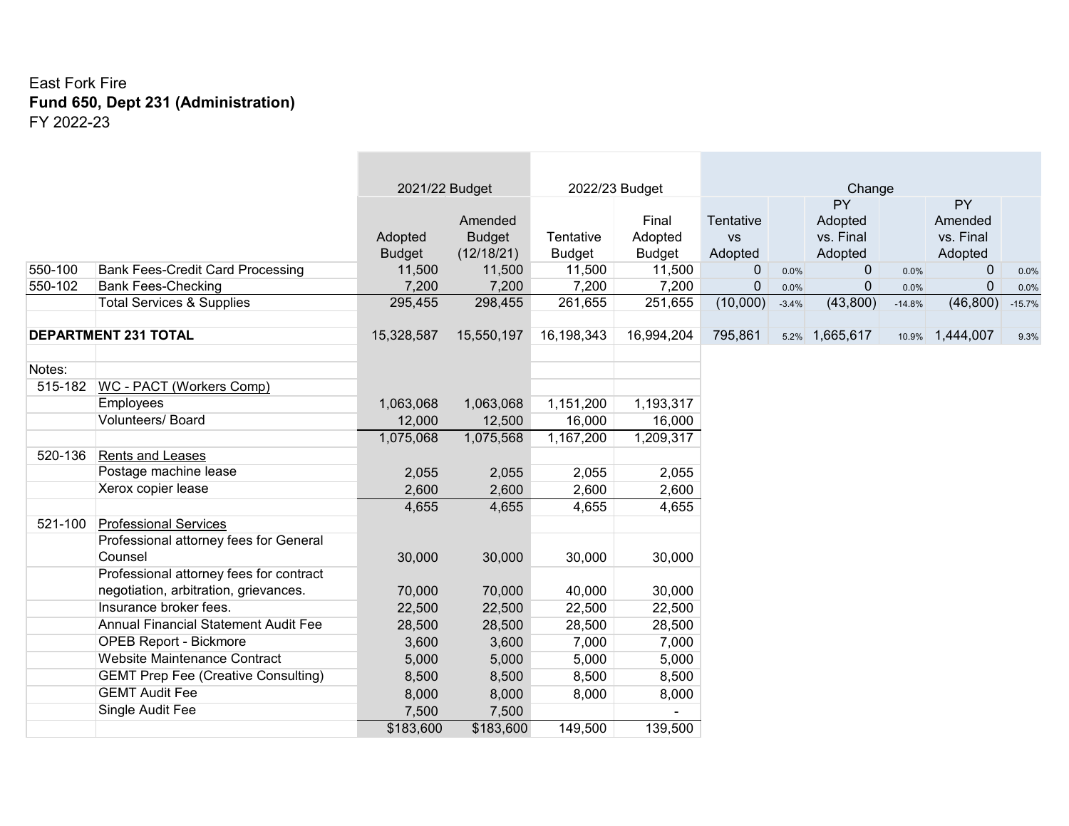East Fork Fire

**Fund 650, Dept 231 (Administration)**

FY 2022-23

| | | 2021/22 Budget | | 2022/23 Budget | | Change | | | | | |
|---|---|---|---|---|---|---|---|---|---|---|---|
| | | Adopted Budget | Amended Budget (12/18/21) | Tentative Budget | Final Adopted Budget | Tentative vs Adopted | | PY Adopted vs. Final Adopted | | PY Amended vs. Final Adopted | |
| 550-100 | Bank Fees-Credit Card Processing | 11,500 | 11,500 | 11,500 | 11,500 | 0 | 0.0% | 0 | 0.0% | 0 | 0.0% |
| 550-102 | Bank Fees-Checking | 7,200 | 7,200 | 7,200 | 7,200 | 0 | 0.0% | 0 | 0.0% | 0 | 0.0% |
| | Total Services & Supplies | 295,455 | 298,455 | 261,655 | 251,655 | (10,000) | -3.4% | (43,800) | -14.8% | (46,800) | -15.7% |
| | | | | | | | | | | | |
| **DEPARTMENT 231 TOTAL** | | 15,328,587 | 15,550,197 | 16,198,343 | 16,994,204 | 795,861 | 5.2% | 1,665,617 | 10.9% | 1,444,007 | 9.3% |

| Notes: | | | | | |
|---|---|---|---|---|---|
| 515-182 | WC - PACT (Workers Comp) | | | | |
| | Employees | 1,063,068 | 1,063,068 | 1,151,200 | 1,193,317 |
| | Volunteers/ Board | 12,000 | 12,500 | 16,000 | 16,000 |
| | | 1,075,068 | 1,075,568 | 1,167,200 | 1,209,317 |
| 520-136 | Rents and Leases | | | | |
| | Postage machine lease | 2,055 | 2,055 | 2,055 | 2,055 |
| | Xerox copier lease | 2,600 | 2,600 | 2,600 | 2,600 |
| | | 4,655 | 4,655 | 4,655 | 4,655 |
| 521-100 | Professional Services | | | | |
| | Professional attorney fees for General Counsel | 30,000 | 30,000 | 30,000 | 30,000 |
| | Professional attorney fees for contract negotiation, arbitration, grievances. | 70,000 | 70,000 | 40,000 | 30,000 |
| | Insurance broker fees. | 22,500 | 22,500 | 22,500 | 22,500 |
| | Annual Financial Statement Audit Fee | 28,500 | 28,500 | 28,500 | 28,500 |
| | OPEB Report - Bickmore | 3,600 | 3,600 | 7,000 | 7,000 |
| | Website Maintenance Contract | 5,000 | 5,000 | 5,000 | 5,000 |
| | GEMT Prep Fee (Creative Consulting) | 8,500 | 8,500 | 8,500 | 8,500 |
| | GEMT Audit Fee | 8,000 | 8,000 | 8,000 | 8,000 |
| | Single Audit Fee | 7,500 | 7,500 | | - |
| | | $183,600 | $183,600 | 149,500 | 139,500 |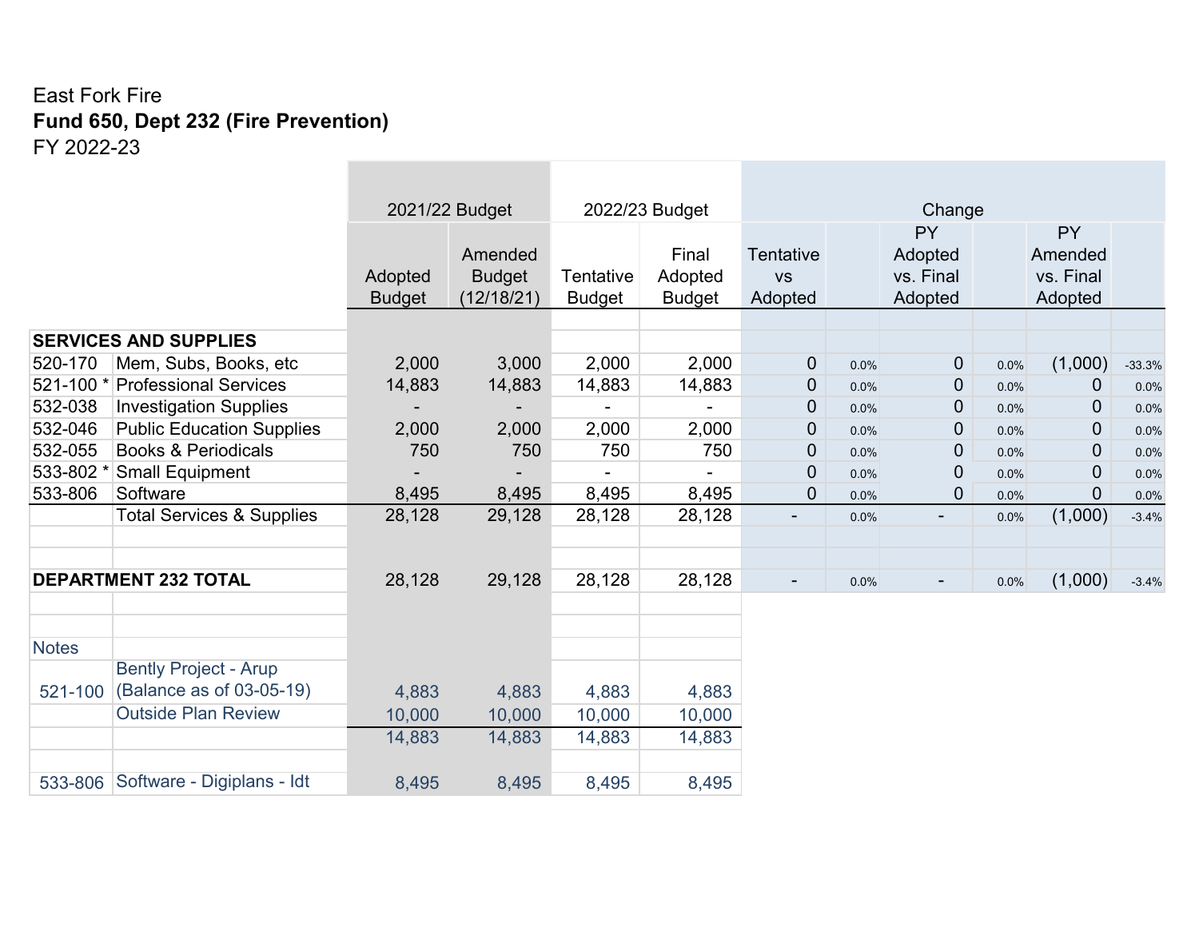East Fork Fire

**Fund 650, Dept 232 (Fire Prevention)**

FY 2022-23

| | | 2021/22 Budget | | 2022/23 Budget | | Change | | | | | |
|---|---|---|---|---|---|---|---|---|---|---|---|
| | | Adopted Budget | Amended Budget (12/18/21) | Tentative Budget | Final Adopted Budget | Tentative vs Adopted | | PY Adopted vs. Final Adopted | | PY Amended vs. Final Adopted | |
| **SERVICES AND SUPPLIES** | | | | | | | | | | | |
| 520-170 | Mem, Subs, Books, etc | 2,000 | 3,000 | 2,000 | 2,000 | 0 | 0.0% | 0 | 0.0% | (1,000) | -33.3% |
| 521-100 * | Professional Services | 14,883 | 14,883 | 14,883 | 14,883 | 0 | 0.0% | 0 | 0.0% | 0 | 0.0% |
| 532-038 | Investigation Supplies | - | - | - | - | 0 | 0.0% | 0 | 0.0% | 0 | 0.0% |
| 532-046 | Public Education Supplies | 2,000 | 2,000 | 2,000 | 2,000 | 0 | 0.0% | 0 | 0.0% | 0 | 0.0% |
| 532-055 | Books & Periodicals | 750 | 750 | 750 | 750 | 0 | 0.0% | 0 | 0.0% | 0 | 0.0% |
| 533-802 * | Small Equipment | - | - | - | - | 0 | 0.0% | 0 | 0.0% | 0 | 0.0% |
| 533-806 | Software | 8,495 | 8,495 | 8,495 | 8,495 | 0 | 0.0% | 0 | 0.0% | 0 | 0.0% |
| | Total Services & Supplies | 28,128 | 29,128 | 28,128 | 28,128 | - | 0.0% | - | 0.0% | (1,000) | -3.4% |
| **DEPARTMENT 232 TOTAL** | | 28,128 | 29,128 | 28,128 | 28,128 | - | 0.0% | - | 0.0% | (1,000) | -3.4% |

| Notes | | | | | |
|---|---|---|---|---|---|
| 521-100 | Bently Project - Arup (Balance as of 03-05-19) | 4,883 | 4,883 | 4,883 | 4,883 |
| | Outside Plan Review | 10,000 | 10,000 | 10,000 | 10,000 |
| | | 14,883 | 14,883 | 14,883 | 14,883 |
| 533-806 | Software - Digiplans - Idt | 8,495 | 8,495 | 8,495 | 8,495 |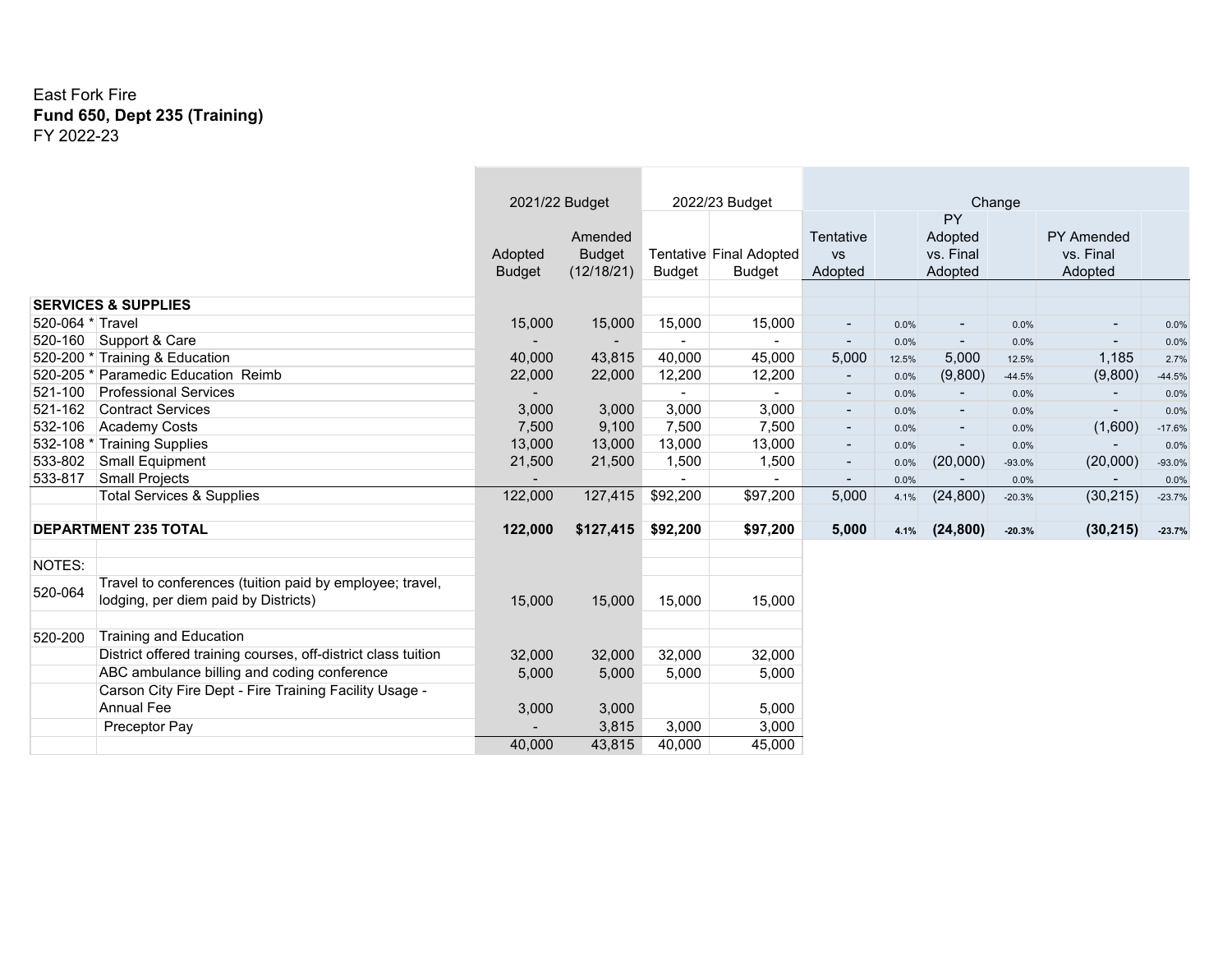East Fork Fire

**Fund 650, Dept 235 (Training)**

FY 2022-23

| | | 2021/22 Budget | | 2022/23 Budget | | Change | | | | | |
|---|---|---|---|---|---|---|---|---|---|---|---|
| | | Adopted Budget | Amended Budget (12/18/21) | Tentative Budget | Final Adopted Budget | Tentative vs Adopted | | PY Adopted vs. Final Adopted | | PY Amended vs. Final Adopted | |
| **SERVICES & SUPPLIES** | | | | | | | | | | | |
| 520-064 * | Travel | 15,000 | 15,000 | 15,000 | 15,000 | - | 0.0% | - | 0.0% | - | 0.0% |
| 520-160 | Support & Care | - | - | - | - | - | 0.0% | - | 0.0% | - | 0.0% |
| 520-200 * | Training & Education | 40,000 | 43,815 | 40,000 | 45,000 | 5,000 | 12.5% | 5,000 | 12.5% | 1,185 | 2.7% |
| 520-205 * | Paramedic Education Reimb | 22,000 | 22,000 | 12,200 | 12,200 | - | 0.0% | (9,800) | -44.5% | (9,800) | -44.5% |
| 521-100 | Professional Services | - | | - | - | - | 0.0% | - | 0.0% | - | 0.0% |
| 521-162 | Contract Services | 3,000 | 3,000 | 3,000 | 3,000 | - | 0.0% | - | 0.0% | - | 0.0% |
| 532-106 | Academy Costs | 7,500 | 9,100 | 7,500 | 7,500 | - | 0.0% | - | 0.0% | (1,600) | -17.6% |
| 532-108 * | Training Supplies | 13,000 | 13,000 | 13,000 | 13,000 | - | 0.0% | - | 0.0% | - | 0.0% |
| 533-802 | Small Equipment | 21,500 | 21,500 | 1,500 | 1,500 | - | 0.0% | (20,000) | -93.0% | (20,000) | -93.0% |
| 533-817 | Small Projects | - | | - | - | - | 0.0% | - | 0.0% | - | 0.0% |
| | Total Services & Supplies | 122,000 | 127,415 | $92,200 | $97,200 | 5,000 | 4.1% | (24,800) | -20.3% | (30,215) | -23.7% |
| **DEPARTMENT 235 TOTAL** | | **122,000** | **$127,415** | **$92,200** | **$97,200** | **5,000** | **4.1%** | **(24,800)** | **-20.3%** | **(30,215)** | **-23.7%** |

| NOTES: | | | | | |
|---|---|---|---|---|---|
| 520-064 | Travel to conferences (tuition paid by employee; travel, lodging, per diem paid by Districts) | 15,000 | 15,000 | 15,000 | 15,000 |
| 520-200 | Training and Education | | | | |
| | District offered training courses, off-district class tuition | 32,000 | 32,000 | 32,000 | 32,000 |
| | ABC ambulance billing and coding conference | 5,000 | 5,000 | 5,000 | 5,000 |
| | Carson City Fire Dept - Fire Training Facility Usage - Annual Fee | 3,000 | 3,000 | | 5,000 |
| | Preceptor Pay | - | 3,815 | 3,000 | 3,000 |
| | | 40,000 | 43,815 | 40,000 | 45,000 |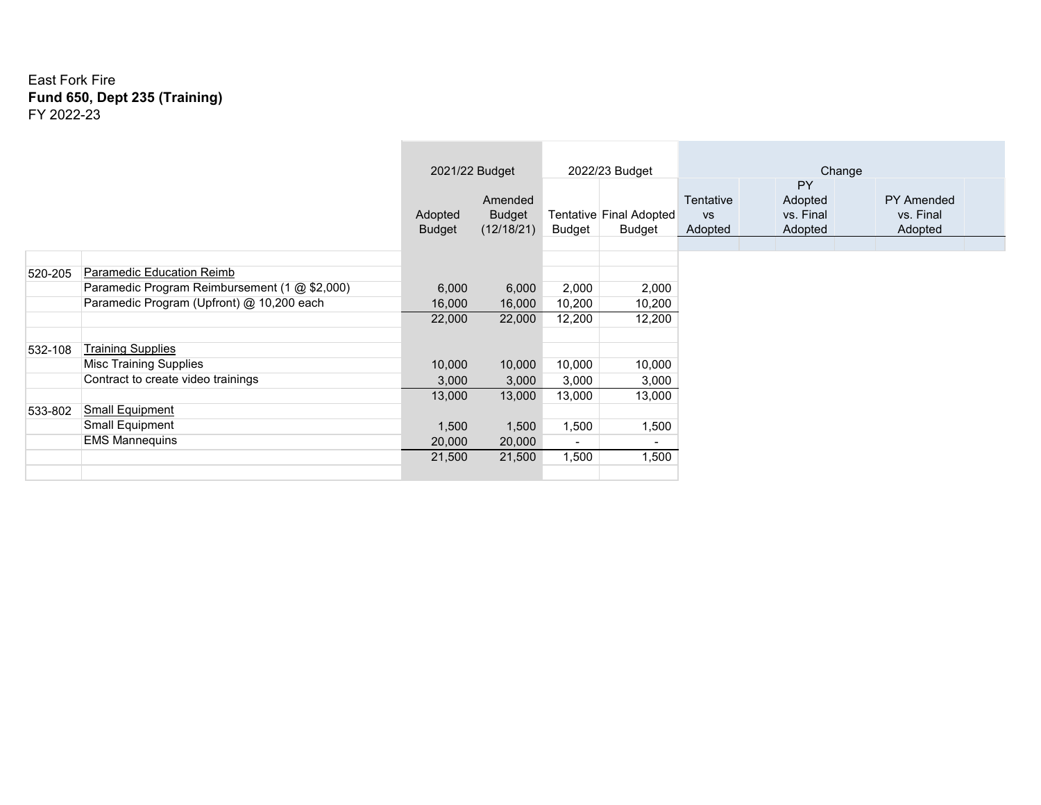East Fork Fire

**Fund 650, Dept 235 (Training)**

FY 2022-23

| | | 2021/22 Budget | | 2022/23 Budget | | Change | | |
|---|---|---|---|---|---|---|---|---|
| | | Adopted Budget | Amended Budget (12/18/21) | Tentative Budget | Final Adopted Budget | Tentative vs Adopted | PY Adopted vs. Final Adopted | PY Amended vs. Final Adopted |
| 520-205 | Paramedic Education Reimb | | | | | | | |
| | Paramedic Program Reimbursement (1 @ $2,000) | 6,000 | 6,000 | 2,000 | 2,000 | | | |
| | Paramedic Program (Upfront) @ 10,200 each | 16,000 | 16,000 | 10,200 | 10,200 | | | |
| | | 22,000 | 22,000 | 12,200 | 12,200 | | | |
| 532-108 | Training Supplies | | | | | | | |
| | Misc Training Supplies | 10,000 | 10,000 | 10,000 | 10,000 | | | |
| | Contract to create video trainings | 3,000 | 3,000 | 3,000 | 3,000 | | | |
| | | 13,000 | 13,000 | 13,000 | 13,000 | | | |
| 533-802 | Small Equipment | | | | | | | |
| | Small Equipment | 1,500 | 1,500 | 1,500 | 1,500 | | | |
| | EMS Mannequins | 20,000 | 20,000 | - | - | | | |
| | | 21,500 | 21,500 | 1,500 | 1,500 | | | |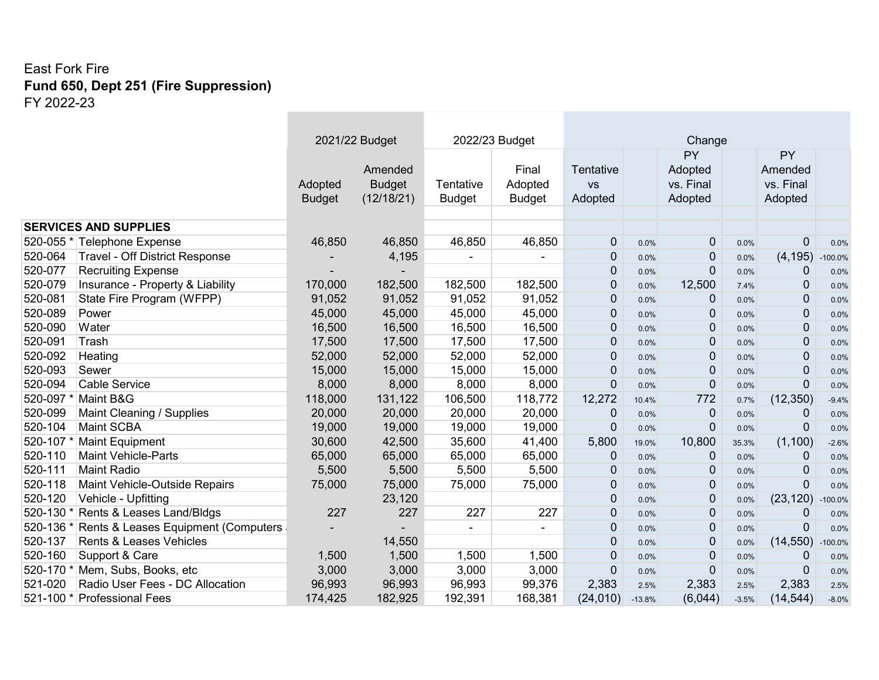East Fork Fire

**Fund 650, Dept 251 (Fire Suppression)**

FY 2022-23

| | | 2021/22 Budget | | 2022/23 Budget | | Change | | | | | |
|---|---|---|---|---|---|---|---|---|---|---|---|
| | | Adopted Budget | Amended Budget (12/18/21) | Tentative Budget | Final Adopted Budget | Tentative vs Adopted | | PY Adopted vs. Final Adopted | | PY Amended vs. Final Adopted | |
| **SERVICES AND SUPPLIES** | | | | | | | | | | | |
| 520-055 * | Telephone Expense | 46,850 | 46,850 | 46,850 | 46,850 | 0 | 0.0% | 0 | 0.0% | 0 | 0.0% |
| 520-064 | Travel - Off District Response | - | 4,195 | - | - | 0 | 0.0% | 0 | 0.0% | (4,195) | -100.0% |
| 520-077 | Recruiting Expense | - | - | | | 0 | 0.0% | 0 | 0.0% | 0 | 0.0% |
| 520-079 | Insurance - Property & Liability | 170,000 | 182,500 | 182,500 | 182,500 | 0 | 0.0% | 12,500 | 7.4% | 0 | 0.0% |
| 520-081 | State Fire Program (WFPP) | 91,052 | 91,052 | 91,052 | 91,052 | 0 | 0.0% | 0 | 0.0% | 0 | 0.0% |
| 520-089 | Power | 45,000 | 45,000 | 45,000 | 45,000 | 0 | 0.0% | 0 | 0.0% | 0 | 0.0% |
| 520-090 | Water | 16,500 | 16,500 | 16,500 | 16,500 | 0 | 0.0% | 0 | 0.0% | 0 | 0.0% |
| 520-091 | Trash | 17,500 | 17,500 | 17,500 | 17,500 | 0 | 0.0% | 0 | 0.0% | 0 | 0.0% |
| 520-092 | Heating | 52,000 | 52,000 | 52,000 | 52,000 | 0 | 0.0% | 0 | 0.0% | 0 | 0.0% |
| 520-093 | Sewer | 15,000 | 15,000 | 15,000 | 15,000 | 0 | 0.0% | 0 | 0.0% | 0 | 0.0% |
| 520-094 | Cable Service | 8,000 | 8,000 | 8,000 | 8,000 | 0 | 0.0% | 0 | 0.0% | 0 | 0.0% |
| 520-097 * | Maint B&G | 118,000 | 131,122 | 106,500 | 118,772 | 12,272 | 10.4% | 772 | 0.7% | (12,350) | -9.4% |
| 520-099 | Maint Cleaning / Supplies | 20,000 | 20,000 | 20,000 | 20,000 | 0 | 0.0% | 0 | 0.0% | 0 | 0.0% |
| 520-104 | Maint SCBA | 19,000 | 19,000 | 19,000 | 19,000 | 0 | 0.0% | 0 | 0.0% | 0 | 0.0% |
| 520-107 * | Maint Equipment | 30,600 | 42,500 | 35,600 | 41,400 | 5,800 | 19.0% | 10,800 | 35.3% | (1,100) | -2.6% |
| 520-110 | Maint Vehicle-Parts | 65,000 | 65,000 | 65,000 | 65,000 | 0 | 0.0% | 0 | 0.0% | 0 | 0.0% |
| 520-111 | Maint Radio | 5,500 | 5,500 | 5,500 | 5,500 | 0 | 0.0% | 0 | 0.0% | 0 | 0.0% |
| 520-118 | Maint Vehicle-Outside Repairs | 75,000 | 75,000 | 75,000 | 75,000 | 0 | 0.0% | 0 | 0.0% | 0 | 0.0% |
| 520-120 | Vehicle - Upfitting | | 23,120 | | | 0 | 0.0% | 0 | 0.0% | (23,120) | -100.0% |
| 520-130 * | Rents & Leases Land/Bldgs | 227 | 227 | 227 | 227 | 0 | 0.0% | 0 | 0.0% | 0 | 0.0% |
| 520-136 * | Rents & Leases Equipment (Computers | - | - | - | - | 0 | 0.0% | 0 | 0.0% | 0 | 0.0% |
| 520-137 | Rents & Leases Vehicles | | 14,550 | | | 0 | 0.0% | 0 | 0.0% | (14,550) | -100.0% |
| 520-160 | Support & Care | 1,500 | 1,500 | 1,500 | 1,500 | 0 | 0.0% | 0 | 0.0% | 0 | 0.0% |
| 520-170 * | Mem, Subs, Books, etc | 3,000 | 3,000 | 3,000 | 3,000 | 0 | 0.0% | 0 | 0.0% | 0 | 0.0% |
| 521-020 | Radio User Fees - DC Allocation | 96,993 | 96,993 | 96,993 | 99,376 | 2,383 | 2.5% | 2,383 | 2.5% | 2,383 | 2.5% |
| 521-100 * | Professional Fees | 174,425 | 182,925 | 192,391 | 168,381 | (24,010) | -13.8% | (6,044) | -3.5% | (14,544) | -8.0% |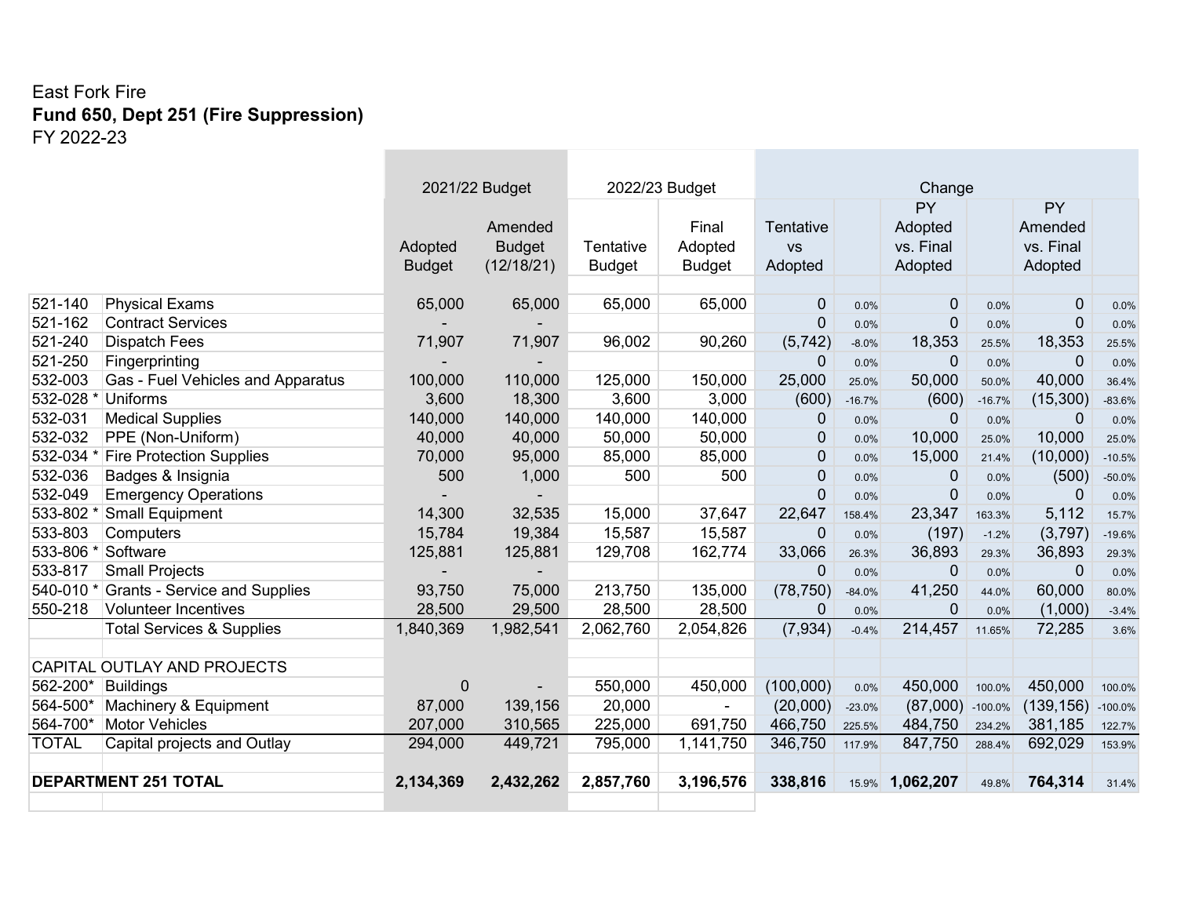East Fork Fire

**Fund 650, Dept 251 (Fire Suppression)**

FY 2022-23

| | | 2021/22 Budget | | 2022/23 Budget | | Change | | | | | |
|---|---|---|---|---|---|---|---|---|---|---|---|
| | | Adopted Budget | Amended Budget (12/18/21) | Tentative Budget | Final Adopted Budget | Tentative vs Adopted | | PY Adopted vs. Final Adopted | | PY Amended vs. Final Adopted | |
| 521-140 | Physical Exams | 65,000 | 65,000 | 65,000 | 65,000 | 0 | 0.0% | 0 | 0.0% | 0 | 0.0% |
| 521-162 | Contract Services | - | - | | | 0 | 0.0% | 0 | 0.0% | 0 | 0.0% |
| 521-240 | Dispatch Fees | 71,907 | 71,907 | 96,002 | 90,260 | (5,742) | -8.0% | 18,353 | 25.5% | 18,353 | 25.5% |
| 521-250 | Fingerprinting | - | - | | | 0 | 0.0% | 0 | 0.0% | 0 | 0.0% |
| 532-003 | Gas - Fuel Vehicles and Apparatus | 100,000 | 110,000 | 125,000 | 150,000 | 25,000 | 25.0% | 50,000 | 50.0% | 40,000 | 36.4% |
| 532-028 * | Uniforms | 3,600 | 18,300 | 3,600 | 3,000 | (600) | -16.7% | (600) | -16.7% | (15,300) | -83.6% |
| 532-031 | Medical Supplies | 140,000 | 140,000 | 140,000 | 140,000 | 0 | 0.0% | 0 | 0.0% | 0 | 0.0% |
| 532-032 | PPE (Non-Uniform) | 40,000 | 40,000 | 50,000 | 50,000 | 0 | 0.0% | 10,000 | 25.0% | 10,000 | 25.0% |
| 532-034 * | Fire Protection Supplies | 70,000 | 95,000 | 85,000 | 85,000 | 0 | 0.0% | 15,000 | 21.4% | (10,000) | -10.5% |
| 532-036 | Badges & Insignia | 500 | 1,000 | 500 | 500 | 0 | 0.0% | 0 | 0.0% | (500) | -50.0% |
| 532-049 | Emergency Operations | - | - | | | 0 | 0.0% | 0 | 0.0% | 0 | 0.0% |
| 533-802 * | Small Equipment | 14,300 | 32,535 | 15,000 | 37,647 | 22,647 | 158.4% | 23,347 | 163.3% | 5,112 | 15.7% |
| 533-803 | Computers | 15,784 | 19,384 | 15,587 | 15,587 | 0 | 0.0% | (197) | -1.2% | (3,797) | -19.6% |
| 533-806 * | Software | 125,881 | 125,881 | 129,708 | 162,774 | 33,066 | 26.3% | 36,893 | 29.3% | 36,893 | 29.3% |
| 533-817 | Small Projects | - | - | | | 0 | 0.0% | 0 | 0.0% | 0 | 0.0% |
| 540-010 * | Grants - Service and Supplies | 93,750 | 75,000 | 213,750 | 135,000 | (78,750) | -84.0% | 41,250 | 44.0% | 60,000 | 80.0% |
| 550-218 | Volunteer Incentives | 28,500 | 29,500 | 28,500 | 28,500 | 0 | 0.0% | 0 | 0.0% | (1,000) | -3.4% |
| | Total Services & Supplies | 1,840,369 | 1,982,541 | 2,062,760 | 2,054,826 | (7,934) | -0.4% | 214,457 | 11.65% | 72,285 | 3.6% |
| | | | | | | | | | | | |
| CAPITAL OUTLAY AND PROJECTS | | | | | | | | | | | |
| 562-200* | Buildings | 0 | - | 550,000 | 450,000 | (100,000) | 0.0% | 450,000 | 100.0% | 450,000 | 100.0% |
| 564-500* | Machinery & Equipment | 87,000 | 139,156 | 20,000 | - | (20,000) | -23.0% | (87,000) | -100.0% | (139,156) | -100.0% |
| 564-700* | Motor Vehicles | 207,000 | 310,565 | 225,000 | 691,750 | 466,750 | 225.5% | 484,750 | 234.2% | 381,185 | 122.7% |
| TOTAL | Capital projects and Outlay | 294,000 | 449,721 | 795,000 | 1,141,750 | 346,750 | 117.9% | 847,750 | 288.4% | 692,029 | 153.9% |
| | | | | | | | | | | | |
| **DEPARTMENT 251 TOTAL** | | **2,134,369** | **2,432,262** | **2,857,760** | **3,196,576** | **338,816** | 15.9% | **1,062,207** | 49.8% | **764,314** | 31.4% |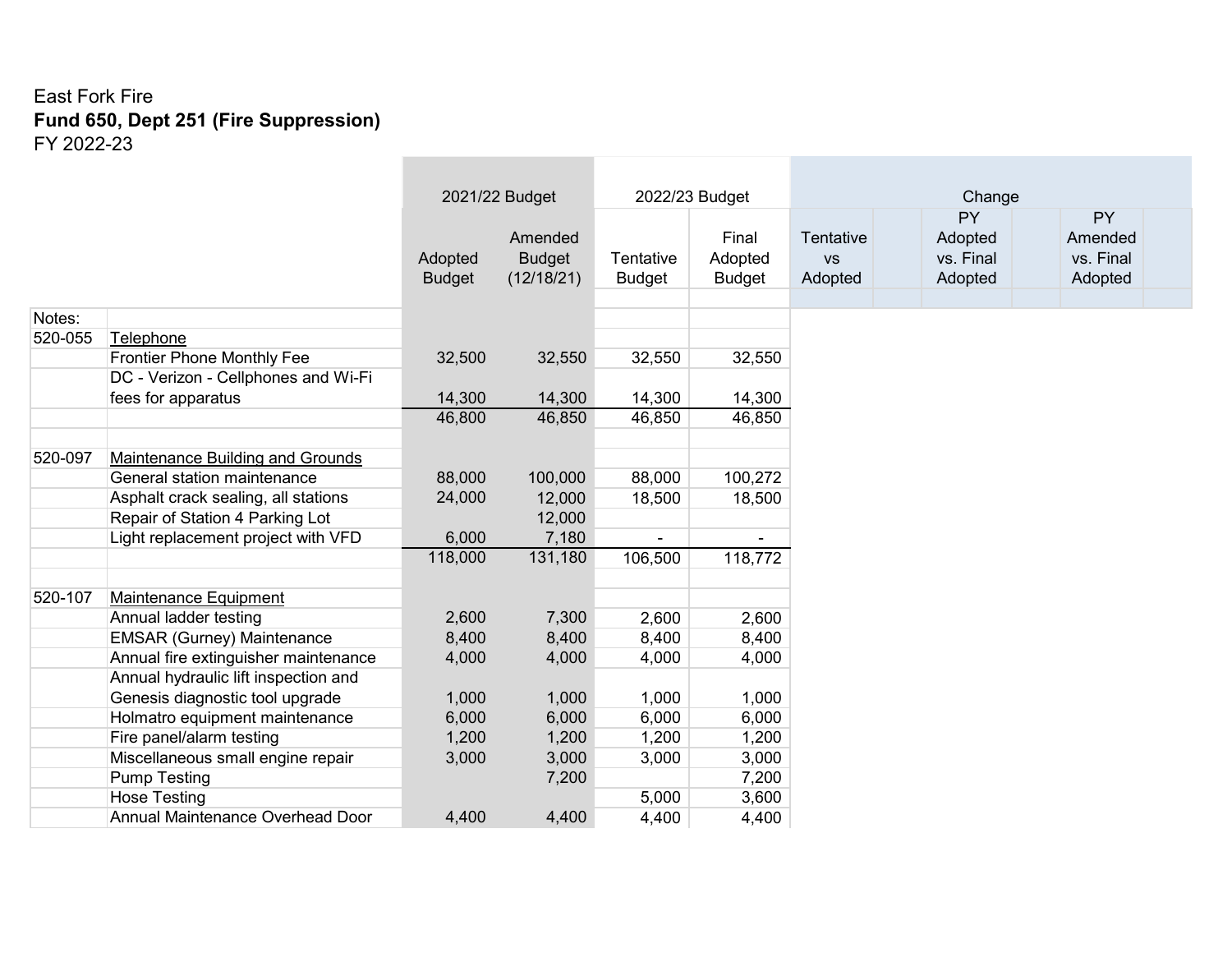East Fork Fire

**Fund 650, Dept 251 (Fire Suppression)**

FY 2022-23

| | | 2021/22 Budget | | 2022/23 Budget | | Change | | |
|---|---|---|---|---|---|---|---|---|
| | | Adopted Budget | Amended Budget (12/18/21) | Tentative Budget | Final Adopted Budget | Tentative vs Adopted | PY Adopted vs. Final Adopted | PY Amended vs. Final Adopted |
| Notes: | | | | | | | | |
| 520-055 | Telephone | | | | | | | |
| | Frontier Phone Monthly Fee | 32,500 | 32,550 | 32,550 | 32,550 | | | |
| | DC - Verizon - Cellphones and Wi-Fi fees for apparatus | 14,300 | 14,300 | 14,300 | 14,300 | | | |
| | | 46,800 | 46,850 | 46,850 | 46,850 | | | |
| | | | | | | | | |
| 520-097 | Maintenance Building and Grounds | | | | | | | |
| | General station maintenance | 88,000 | 100,000 | 88,000 | 100,272 | | | |
| | Asphalt crack sealing, all stations | 24,000 | 12,000 | 18,500 | 18,500 | | | |
| | Repair of Station 4 Parking Lot | | 12,000 | | | | | |
| | Light replacement project with VFD | 6,000 | 7,180 | - | - | | | |
| | | 118,000 | 131,180 | 106,500 | 118,772 | | | |
| | | | | | | | | |
| 520-107 | Maintenance Equipment | | | | | | | |
| | Annual ladder testing | 2,600 | 7,300 | 2,600 | 2,600 | | | |
| | EMSAR (Gurney) Maintenance | 8,400 | 8,400 | 8,400 | 8,400 | | | |
| | Annual fire extinguisher maintenance | 4,000 | 4,000 | 4,000 | 4,000 | | | |
| | Annual hydraulic lift inspection and Genesis diagnostic tool upgrade | 1,000 | 1,000 | 1,000 | 1,000 | | | |
| | Holmatro equipment maintenance | 6,000 | 6,000 | 6,000 | 6,000 | | | |
| | Fire panel/alarm testing | 1,200 | 1,200 | 1,200 | 1,200 | | | |
| | Miscellaneous small engine repair | 3,000 | 3,000 | 3,000 | 3,000 | | | |
| | Pump Testing | | 7,200 | | 7,200 | | | |
| | Hose Testing | | | 5,000 | 3,600 | | | |
| | Annual Maintenance Overhead Door | 4,400 | 4,400 | 4,400 | 4,400 | | | |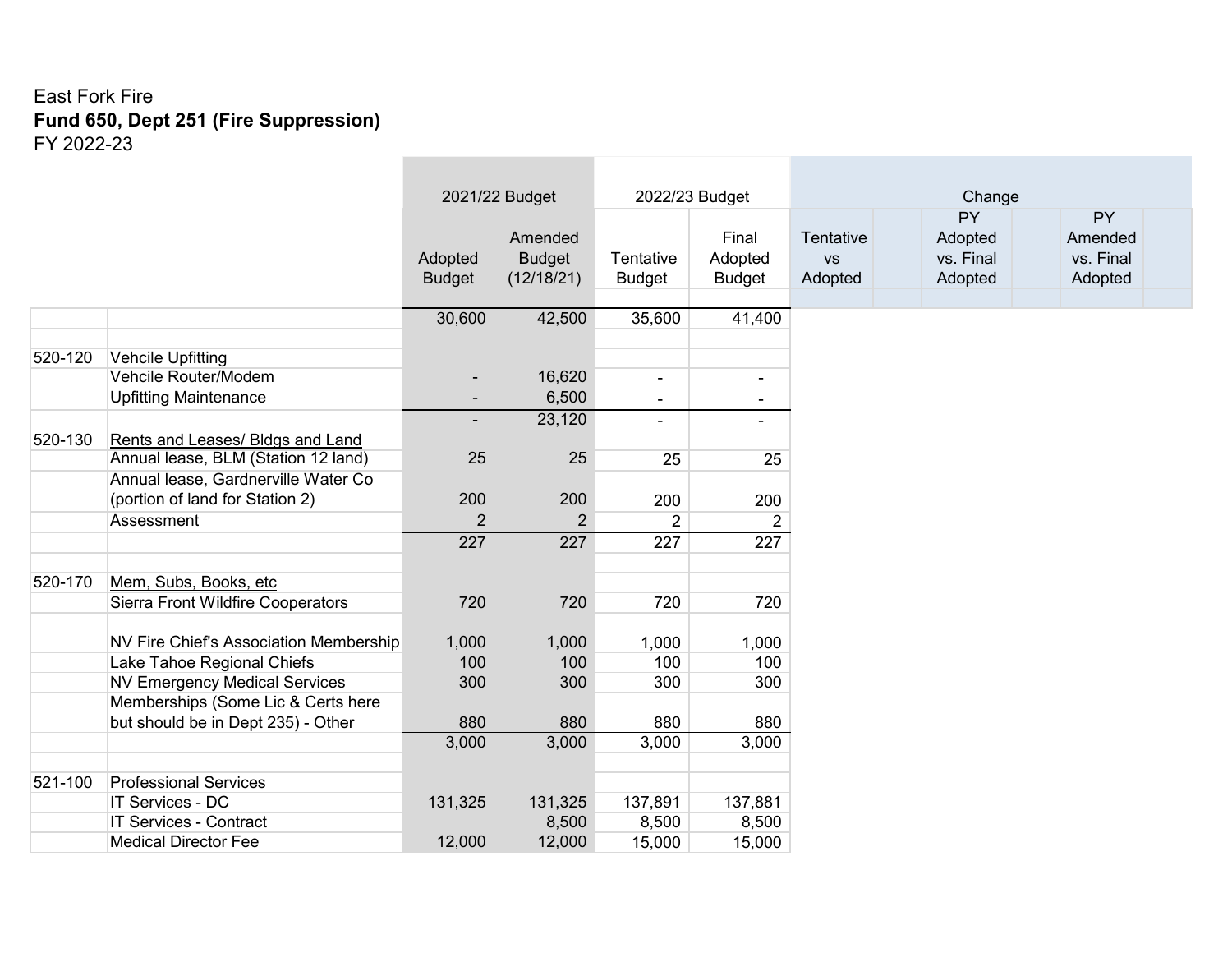East Fork Fire

**Fund 650, Dept 251 (Fire Suppression)**

FY 2022-23

| | | 2021/22 Budget | | 2022/23 Budget | | Change | | | | | |
|---|---|---|---|---|---|---|---|---|---|---|---|
| | | Adopted Budget | Amended Budget (12/18/21) | Tentative Budget | Final Adopted Budget | Tentative vs Adopted | | PY Adopted vs. Final Adopted | | PY Amended vs. Final Adopted | |
| | | 30,600 | 42,500 | 35,600 | 41,400 | | | | | | |
| 520-120 | Vehcile Upfitting | | | | | | | | | | |
| | Vehcile Router/Modem | - | 16,620 | - | - | | | | | | |
| | Upfitting Maintenance | - | 6,500 | - | - | | | | | | |
| | | - | 23,120 | - | - | | | | | | |
| 520-130 | Rents and Leases/ Bldgs and Land | | | | | | | | | | |
| | Annual lease, BLM (Station 12 land) | 25 | 25 | 25 | 25 | | | | | | |
| | Annual lease, Gardnerville Water Co (portion of land for Station 2) | 200 | 200 | 200 | 200 | | | | | | |
| | Assessment | 2 | 2 | 2 | 2 | | | | | | |
| | | 227 | 227 | 227 | 227 | | | | | | |
| 520-170 | Mem, Subs, Books, etc | | | | | | | | | | |
| | Sierra Front Wildfire Cooperators | 720 | 720 | 720 | 720 | | | | | | |
| | NV Fire Chief's Association Membership | 1,000 | 1,000 | 1,000 | 1,000 | | | | | | |
| | Lake Tahoe Regional Chiefs | 100 | 100 | 100 | 100 | | | | | | |
| | NV Emergency Medical Services | 300 | 300 | 300 | 300 | | | | | | |
| | Memberships (Some Lic & Certs here but should be in Dept 235) - Other | 880 | 880 | 880 | 880 | | | | | | |
| | | 3,000 | 3,000 | 3,000 | 3,000 | | | | | | |
| 521-100 | Professional Services | | | | | | | | | | |
| | IT Services - DC | 131,325 | 131,325 | 137,891 | 137,881 | | | | | | |
| | IT Services - Contract | | 8,500 | 8,500 | 8,500 | | | | | | |
| | Medical Director Fee | 12,000 | 12,000 | 15,000 | 15,000 | | | | | | |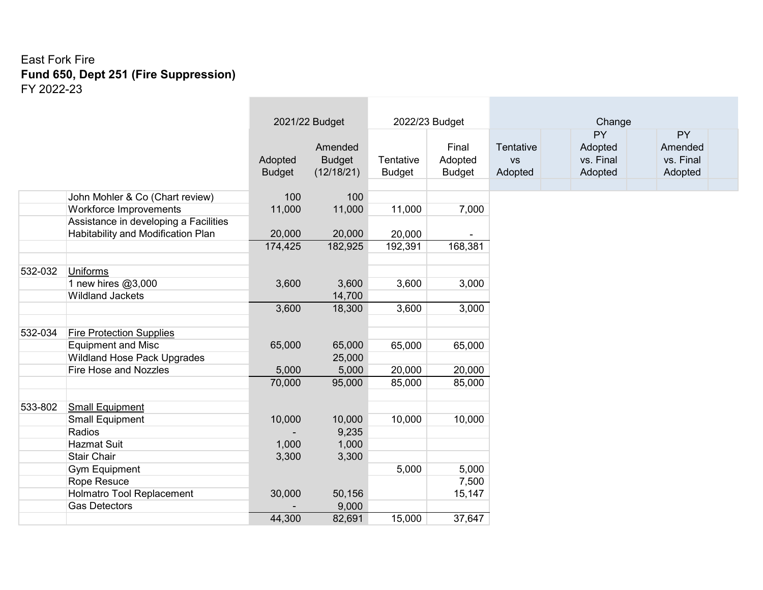East Fork Fire

**Fund 650, Dept 251 (Fire Suppression)**

FY 2022-23

| | | 2021/22 Budget | | 2022/23 Budget | | Change | | | | | |
|---|---|---|---|---|---|---|---|---|---|---|---|
| | | Adopted Budget | Amended Budget (12/18/21) | Tentative Budget | Final Adopted Budget | Tentative vs Adopted | | PY Adopted vs. Final Adopted | | PY Amended vs. Final Adopted | |
| | John Mohler & Co (Chart review) | 100 | 100 | | | | | | | | |
| | Workforce Improvements | 11,000 | 11,000 | 11,000 | 7,000 | | | | | | |
| | Assistance in developing a Facilities Habitability and Modification Plan | 20,000 | 20,000 | 20,000 | - | | | | | | |
| | | 174,425 | 182,925 | 192,391 | 168,381 | | | | | | |
| | | | | | | | | | | | |
| 532-032 | Uniforms | | | | | | | | | | |
| | 1 new hires @3,000 | 3,600 | 3,600 | 3,600 | 3,000 | | | | | | |
| | Wildland Jackets | | 14,700 | | | | | | | | |
| | | 3,600 | 18,300 | 3,600 | 3,000 | | | | | | |
| | | | | | | | | | | | |
| 532-034 | Fire Protection Supplies | | | | | | | | | | |
| | Equipment and Misc | 65,000 | 65,000 | 65,000 | 65,000 | | | | | | |
| | Wildland Hose Pack Upgrades | | 25,000 | | | | | | | | |
| | Fire Hose and Nozzles | 5,000 | 5,000 | 20,000 | 20,000 | | | | | | |
| | | 70,000 | 95,000 | 85,000 | 85,000 | | | | | | |
| | | | | | | | | | | | |
| 533-802 | Small Equipment | | | | | | | | | | |
| | Small Equipment | 10,000 | 10,000 | 10,000 | 10,000 | | | | | | |
| | Radios | - | 9,235 | | | | | | | | |
| | Hazmat Suit | 1,000 | 1,000 | | | | | | | | |
| | Stair Chair | 3,300 | 3,300 | | | | | | | | |
| | Gym Equipment | | | 5,000 | 5,000 | | | | | | |
| | Rope Resuce | | | | 7,500 | | | | | | |
| | Holmatro Tool Replacement | 30,000 | 50,156 | | 15,147 | | | | | | |
| | Gas Detectors | - | 9,000 | | | | | | | | |
| | | 44,300 | 82,691 | 15,000 | 37,647 | | | | | | |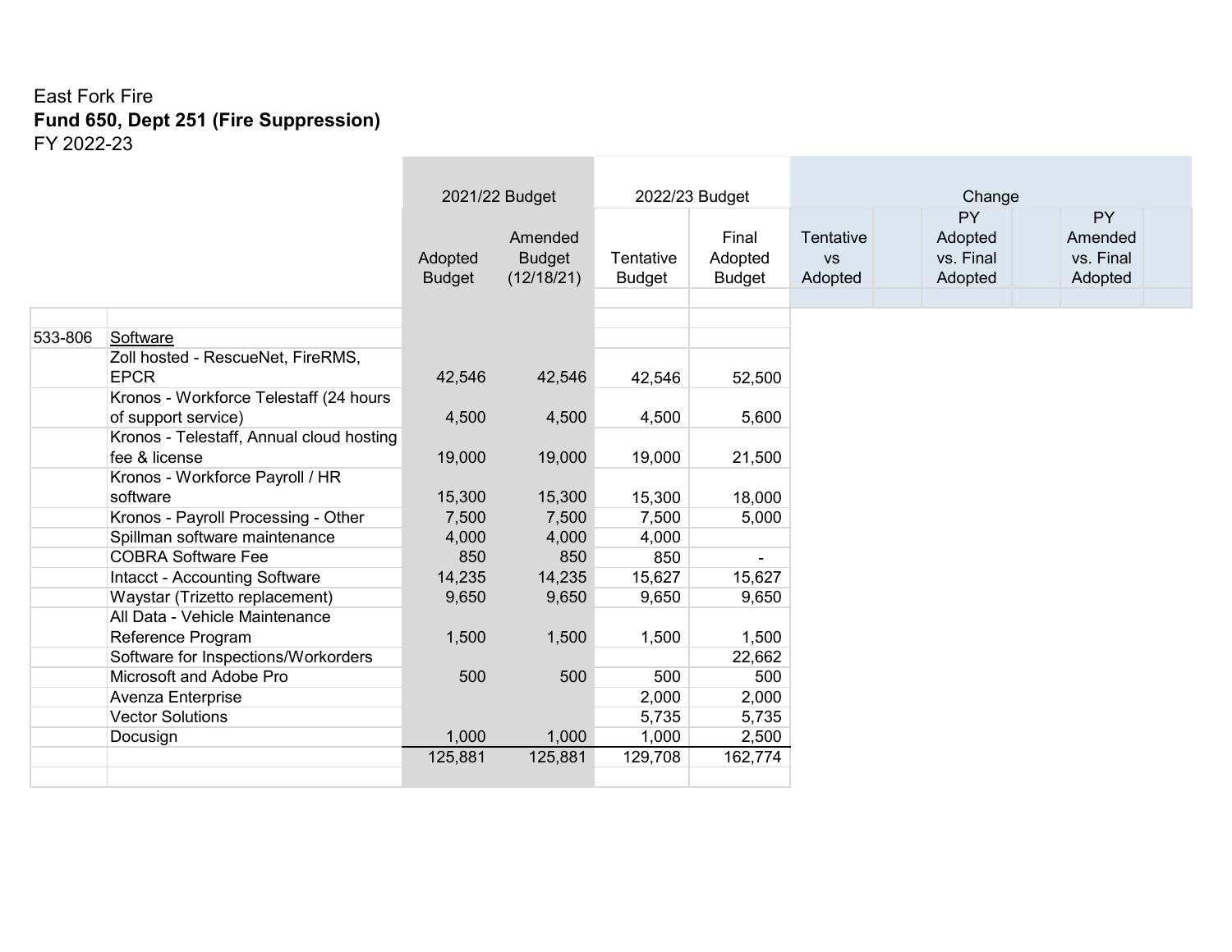East Fork Fire

**Fund 650, Dept 251 (Fire Suppression)**

FY 2022-23

| | | 2021/22 Budget | | 2022/23 Budget | | Change | | | | | |
|---|---|---|---|---|---|---|---|---|---|---|---|
| | | Adopted Budget | Amended Budget (12/18/21) | Tentative Budget | Final Adopted Budget | Tentative vs Adopted | | PY Adopted vs. Final Adopted | | PY Amended vs. Final Adopted | |
| 533-806 | Software | | | | | | | | | | |
| | Zoll hosted - RescueNet, FireRMS, EPCR | 42,546 | 42,546 | 42,546 | 52,500 | | | | | | |
| | Kronos - Workforce Telestaff (24 hours of support service) | 4,500 | 4,500 | 4,500 | 5,600 | | | | | | |
| | Kronos - Telestaff, Annual cloud hosting fee & license | 19,000 | 19,000 | 19,000 | 21,500 | | | | | | |
| | Kronos - Workforce Payroll / HR software | 15,300 | 15,300 | 15,300 | 18,000 | | | | | | |
| | Kronos - Payroll Processing - Other | 7,500 | 7,500 | 7,500 | 5,000 | | | | | | |
| | Spillman software maintenance | 4,000 | 4,000 | 4,000 | | | | | | | |
| | COBRA Software Fee | 850 | 850 | 850 | - | | | | | | |
| | Intacct - Accounting Software | 14,235 | 14,235 | 15,627 | 15,627 | | | | | | |
| | Waystar (Trizetto replacement) | 9,650 | 9,650 | 9,650 | 9,650 | | | | | | |
| | All Data - Vehicle Maintenance Reference Program | 1,500 | 1,500 | 1,500 | 1,500 | | | | | | |
| | Software for Inspections/Workorders | | | | 22,662 | | | | | | |
| | Microsoft and Adobe Pro | 500 | 500 | 500 | 500 | | | | | | |
| | Avenza Enterprise | | | 2,000 | 2,000 | | | | | | |
| | Vector Solutions | | | 5,735 | 5,735 | | | | | | |
| | Docusign | 1,000 | 1,000 | 1,000 | 2,500 | | | | | | |
| | | 125,881 | 125,881 | 129,708 | 162,774 | | | | | | |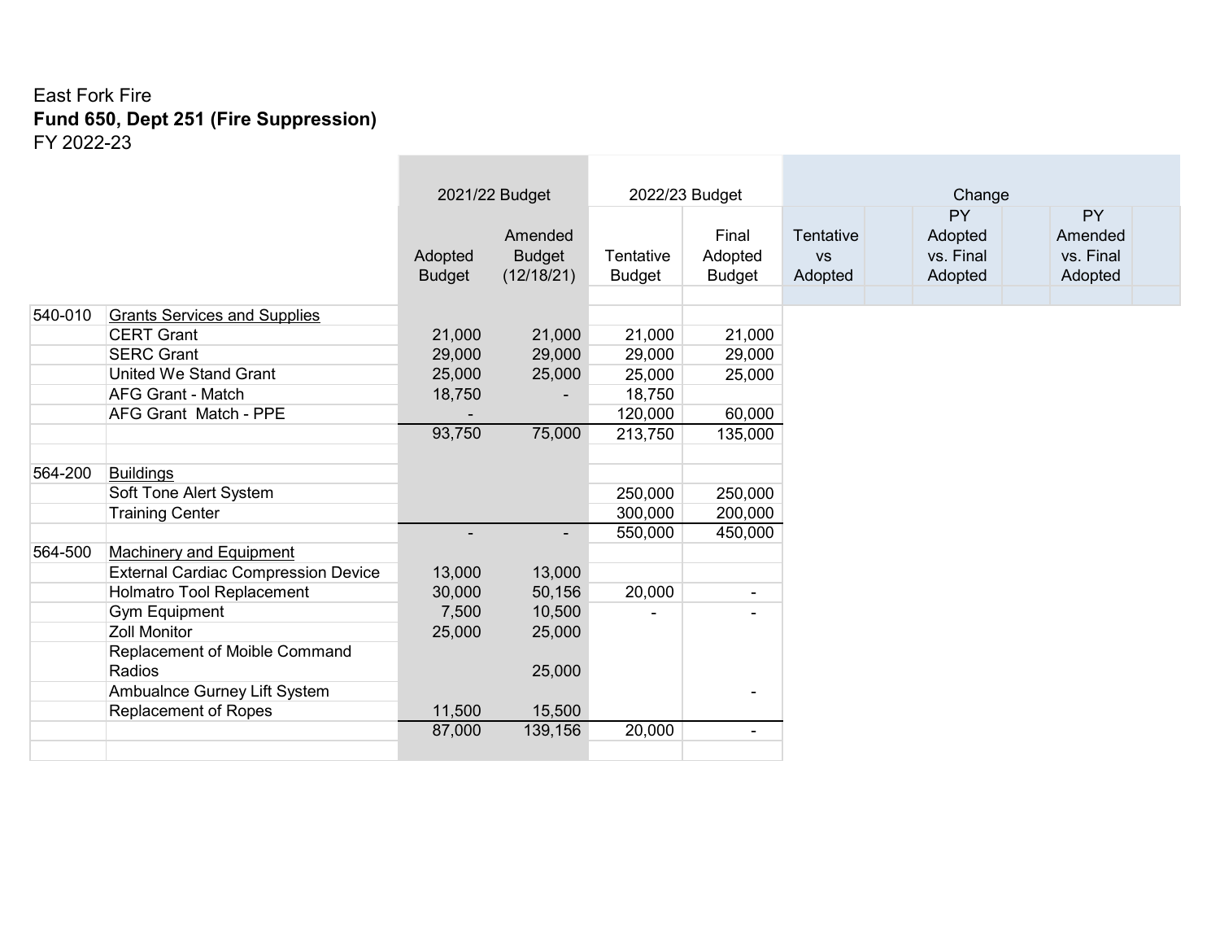East Fork Fire

**Fund 650, Dept 251 (Fire Suppression)**

FY 2022-23

| | | 2021/22 Budget | | 2022/23 Budget | | Change | | | | | |
|---|---|---|---|---|---|---|---|---|---|---|---|
| | | Adopted Budget | Amended Budget (12/18/21) | Tentative Budget | Final Adopted Budget | Tentative vs Adopted | | PY Adopted vs. Final Adopted | | PY Amended vs. Final Adopted | |
| 540-010 | Grants Services and Supplies | | | | | | | | | | |
| | CERT Grant | 21,000 | 21,000 | 21,000 | 21,000 | | | | | | |
| | SERC Grant | 29,000 | 29,000 | 29,000 | 29,000 | | | | | | |
| | United We Stand Grant | 25,000 | 25,000 | 25,000 | 25,000 | | | | | | |
| | AFG Grant - Match | 18,750 | - | 18,750 | | | | | | | |
| | AFG Grant Match - PPE | - | | 120,000 | 60,000 | | | | | | |
| | | 93,750 | 75,000 | 213,750 | 135,000 | | | | | | |
| 564-200 | Buildings | | | | | | | | | | |
| | Soft Tone Alert System | | | 250,000 | 250,000 | | | | | | |
| | Training Center | | | 300,000 | 200,000 | | | | | | |
| | | - | - | 550,000 | 450,000 | | | | | | |
| 564-500 | Machinery and Equipment | | | | | | | | | | |
| | External Cardiac Compression Device | 13,000 | 13,000 | | | | | | | | |
| | Holmatro Tool Replacement | 30,000 | 50,156 | 20,000 | - | | | | | | |
| | Gym Equipment | 7,500 | 10,500 | - | - | | | | | | |
| | Zoll Monitor | 25,000 | 25,000 | | | | | | | | |
| | Replacement of Moible Command Radios | | 25,000 | | | | | | | | |
| | Ambualnce Gurney Lift System | | | | - | | | | | | |
| | Replacement of Ropes | 11,500 | 15,500 | | | | | | | | |
| | | 87,000 | 139,156 | 20,000 | - | | | | | | |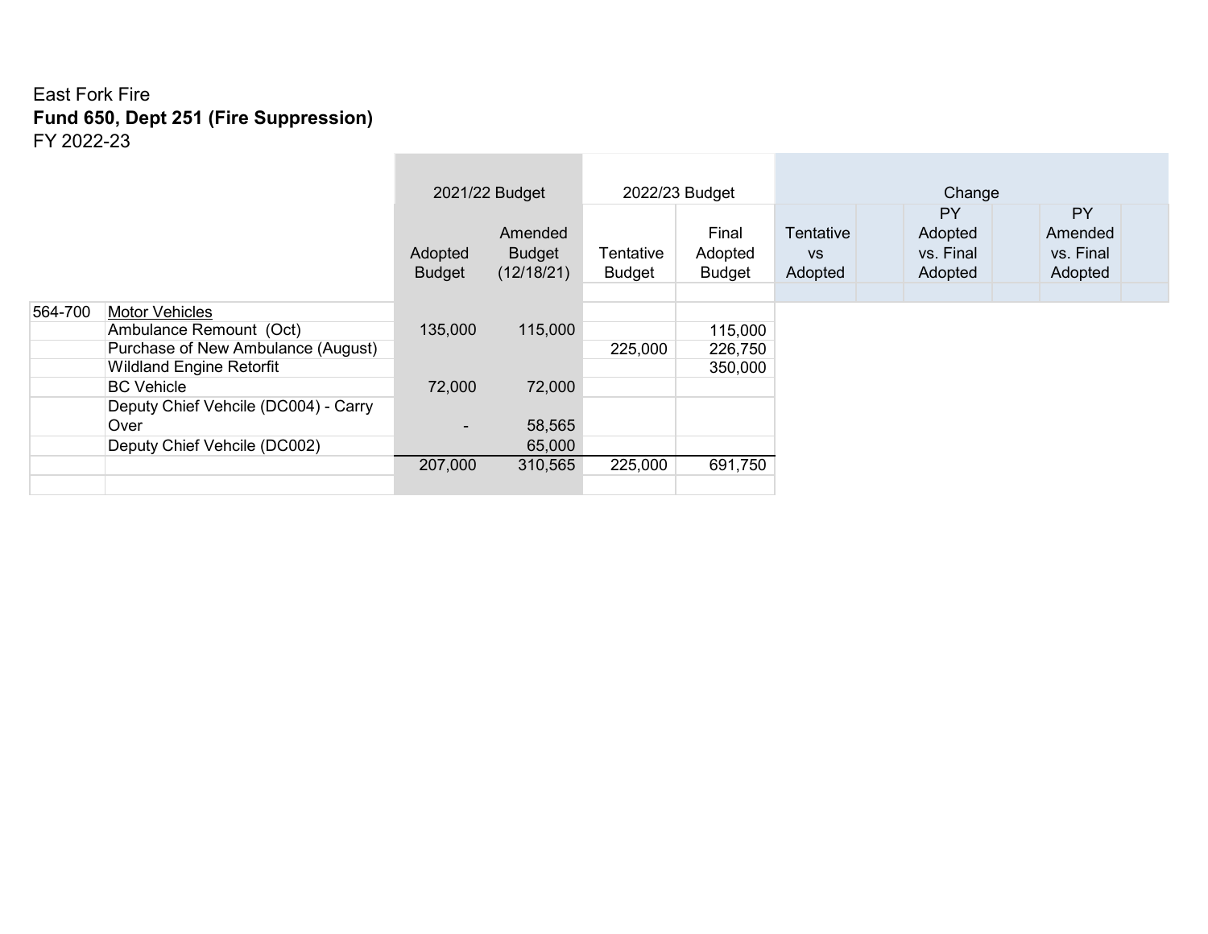East Fork Fire

**Fund 650, Dept 251 (Fire Suppression)**

FY 2022-23

| | | 2021/22 Budget | | 2022/23 Budget | | Change | | |
|---|---|---|---|---|---|---|---|---|
| | | Adopted Budget | Amended Budget (12/18/21) | Tentative Budget | Final Adopted Budget | Tentative vs Adopted | PY Adopted vs. Final Adopted | PY Amended vs. Final Adopted |
| 564-700 | Motor Vehicles | | | | | | | |
| | Ambulance Remount (Oct) | 135,000 | 115,000 | | 115,000 | | | |
| | Purchase of New Ambulance (August) | | | 225,000 | 226,750 | | | |
| | Wildland Engine Retorfit | | | | 350,000 | | | |
| | BC Vehicle | 72,000 | 72,000 | | | | | |
| | Deputy Chief Vehcile (DC004) - Carry Over | - | 58,565 | | | | | |
| | Deputy Chief Vehcile (DC002) | | 65,000 | | | | | |
| | | 207,000 | 310,565 | 225,000 | 691,750 | | | |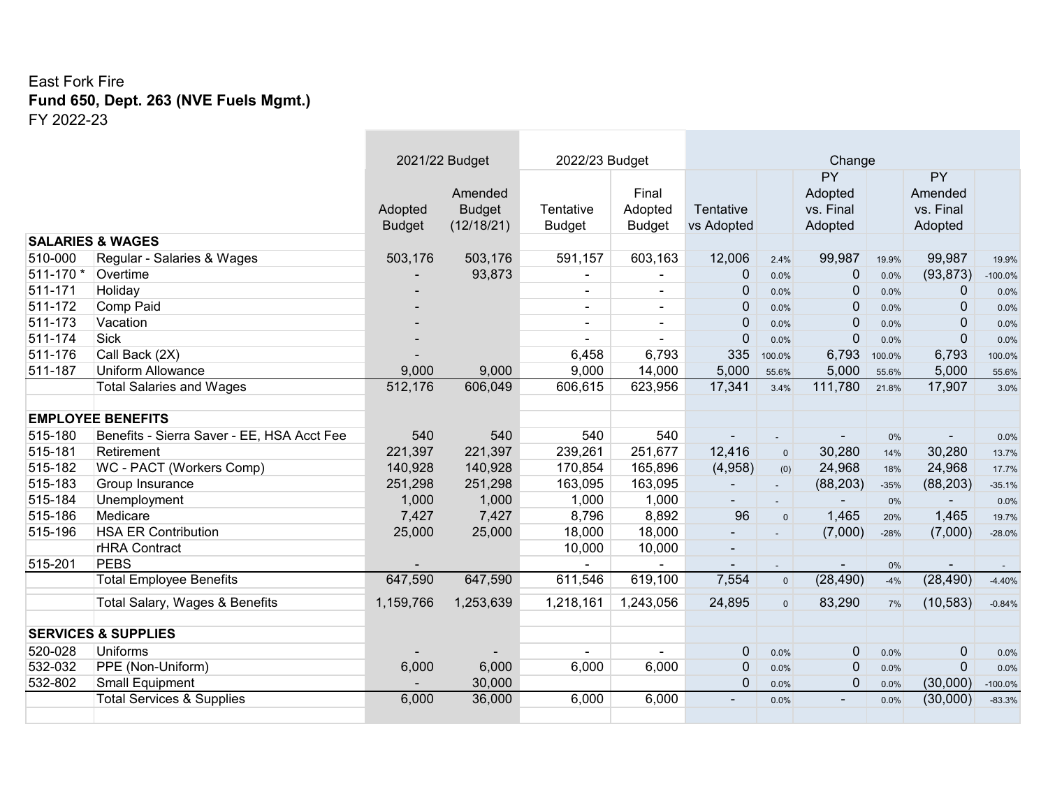East Fork Fire

**Fund 650, Dept. 263 (NVE Fuels Mgmt.)**

FY 2022-23

| | | 2021/22 Budget | | 2022/23 Budget | | Change | | | | | |
|---|---|---|---|---|---|---|---|---|---|---|---|
| | | Adopted Budget | Amended Budget (12/18/21) | Tentative Budget | Final Adopted Budget | Tentative vs Adopted | | PY Adopted vs. Final Adopted | | PY Amended vs. Final Adopted | |
| **SALARIES & WAGES** | | | | | | | | | | | |
| 510-000 | Regular - Salaries & Wages | 503,176 | 503,176 | 591,157 | 603,163 | 12,006 | 2.4% | 99,987 | 19.9% | 99,987 | 19.9% |
| 511-170 * | Overtime | - | 93,873 | - | - | 0 | 0.0% | 0 | 0.0% | (93,873) | -100.0% |
| 511-171 | Holiday | - | | - | - | 0 | 0.0% | 0 | 0.0% | 0 | 0.0% |
| 511-172 | Comp Paid | - | | - | - | 0 | 0.0% | 0 | 0.0% | 0 | 0.0% |
| 511-173 | Vacation | - | | - | - | 0 | 0.0% | 0 | 0.0% | 0 | 0.0% |
| 511-174 | Sick | - | | - | - | 0 | 0.0% | 0 | 0.0% | 0 | 0.0% |
| 511-176 | Call Back (2X) | - | | 6,458 | 6,793 | 335 | 100.0% | 6,793 | 100.0% | 6,793 | 100.0% |
| 511-187 | Uniform Allowance | 9,000 | 9,000 | 9,000 | 14,000 | 5,000 | 55.6% | 5,000 | 55.6% | 5,000 | 55.6% |
| | Total Salaries and Wages | 512,176 | 606,049 | 606,615 | 623,956 | 17,341 | 3.4% | 111,780 | 21.8% | 17,907 | 3.0% |
| **EMPLOYEE BENEFITS** | | | | | | | | | | | |
| 515-180 | Benefits - Sierra Saver - EE, HSA Acct Fee | 540 | 540 | 540 | 540 | - | - | - | 0% | - | 0.0% |
| 515-181 | Retirement | 221,397 | 221,397 | 239,261 | 251,677 | 12,416 | 0 | 30,280 | 14% | 30,280 | 13.7% |
| 515-182 | WC - PACT (Workers Comp) | 140,928 | 140,928 | 170,854 | 165,896 | (4,958) | (0) | 24,968 | 18% | 24,968 | 17.7% |
| 515-183 | Group Insurance | 251,298 | 251,298 | 163,095 | 163,095 | - | - | (88,203) | -35% | (88,203) | -35.1% |
| 515-184 | Unemployment | 1,000 | 1,000 | 1,000 | 1,000 | - | - | - | 0% | - | 0.0% |
| 515-186 | Medicare | 7,427 | 7,427 | 8,796 | 8,892 | 96 | 0 | 1,465 | 20% | 1,465 | 19.7% |
| 515-196 | HSA ER Contribution | 25,000 | 25,000 | 18,000 | 18,000 | - | - | (7,000) | -28% | (7,000) | -28.0% |
| | rHRA Contract | | | 10,000 | 10,000 | - | | | | | |
| 515-201 | PEBS | - | | - | - | - | - | - | 0% | - | - |
| | Total Employee Benefits | 647,590 | 647,590 | 611,546 | 619,100 | 7,554 | 0 | (28,490) | -4% | (28,490) | -4.40% |
| | Total Salary, Wages & Benefits | 1,159,766 | 1,253,639 | 1,218,161 | 1,243,056 | 24,895 | 0 | 83,290 | 7% | (10,583) | -0.84% |
| **SERVICES & SUPPLIES** | | | | | | | | | | | |
| 520-028 | Uniforms | - | - | - | - | 0 | 0.0% | 0 | 0.0% | 0 | 0.0% |
| 532-032 | PPE (Non-Uniform) | 6,000 | 6,000 | 6,000 | 6,000 | 0 | 0.0% | 0 | 0.0% | 0 | 0.0% |
| 532-802 | Small Equipment | - | 30,000 | | | 0 | 0.0% | 0 | 0.0% | (30,000) | -100.0% |
| | Total Services & Supplies | 6,000 | 36,000 | 6,000 | 6,000 | - | 0.0% | - | 0.0% | (30,000) | -83.3% |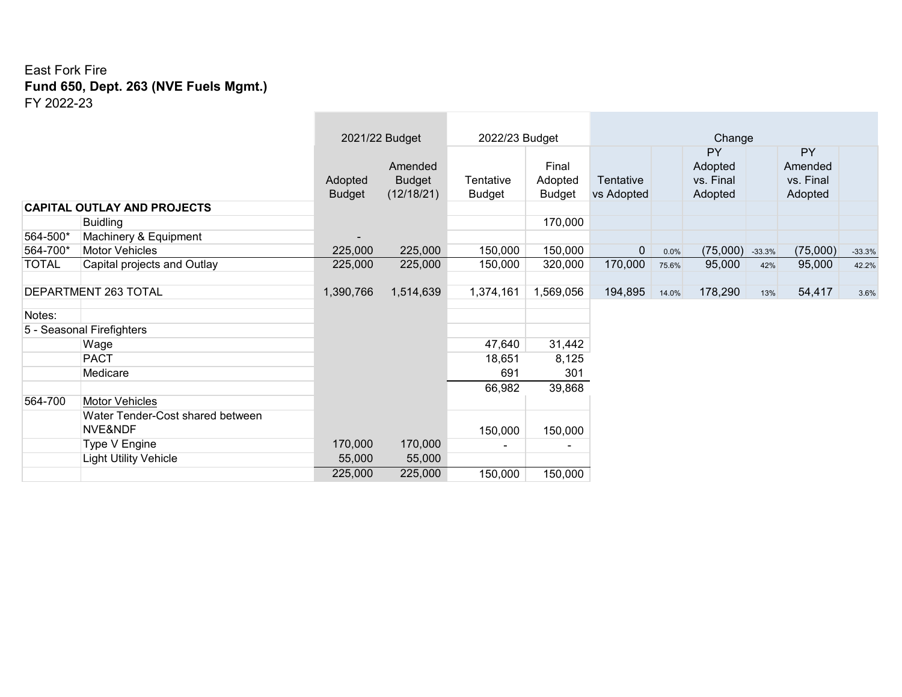East Fork Fire

**Fund 650, Dept. 263 (NVE Fuels Mgmt.)**

FY 2022-23

| | | 2021/22 Budget | | 2022/23 Budget | | Change | | | | | |
|---|---|---|---|---|---|---|---|---|---|---|---|
| | | Adopted Budget | Amended Budget (12/18/21) | Tentative Budget | Final Adopted Budget | Tentative vs Adopted | | PY Adopted vs. Final Adopted | | PY Amended vs. Final Adopted | |
| **CAPITAL OUTLAY AND PROJECTS** | | | | | | | | | | | |
| | Buidling | | | | 170,000 | | | | | | |
| 564-500* | Machinery & Equipment | - | | | | | | | | | |
| 564-700* | Motor Vehicles | 225,000 | 225,000 | 150,000 | 150,000 | 0 | 0.0% | (75,000) | -33.3% | (75,000) | -33.3% |
| TOTAL | Capital projects and Outlay | 225,000 | 225,000 | 150,000 | 320,000 | 170,000 | 75.6% | 95,000 | 42% | 95,000 | 42.2% |
| | | | | | | | | | | | |
| DEPARTMENT 263 TOTAL | | 1,390,766 | 1,514,639 | 1,374,161 | 1,569,056 | 194,895 | 14.0% | 178,290 | 13% | 54,417 | 3.6% |
| | | | | | | | | | | | |
| Notes: | | | | | | | | | | | |
| 5 - Seasonal Firefighters | | | | | | | | | | | |
| | Wage | | | 47,640 | 31,442 | | | | | | |
| | PACT | | | 18,651 | 8,125 | | | | | | |
| | Medicare | | | 691 | 301 | | | | | | |
| | | | | 66,982 | 39,868 | | | | | | |
| 564-700 | Motor Vehicles | | | | | | | | | | |
| | Water Tender-Cost shared between NVE&NDF | | | 150,000 | 150,000 | | | | | | |
| | Type V Engine | 170,000 | 170,000 | - | - | | | | | | |
| | Light Utility Vehicle | 55,000 | 55,000 | | | | | | | | |
| | | 225,000 | 225,000 | 150,000 | 150,000 | | | | | | |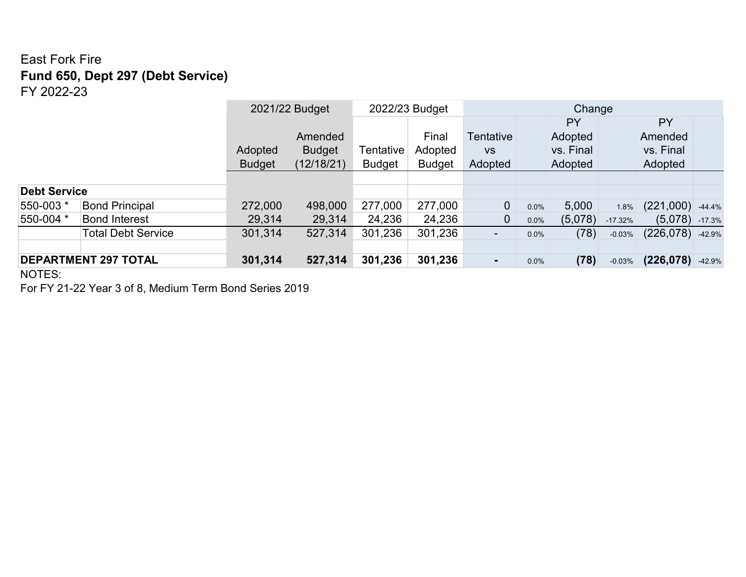East Fork Fire

**Fund 650, Dept 297 (Debt Service)**

FY 2022-23

| | | 2021/22 Budget | | 2022/23 Budget | | Change | | | | | |
|---|---|---|---|---|---|---|---|---|---|---|---|
| | | Adopted Budget | Amended Budget (12/18/21) | Tentative Budget | Final Adopted Budget | Tentative vs Adopted | | PY Adopted vs. Final Adopted | | PY Amended vs. Final Adopted | |
| **Debt Service** | | | | | | | | | | | |
| 550-003 * | Bond Principal | 272,000 | 498,000 | 277,000 | 277,000 | 0 | 0.0% | 5,000 | 1.8% | (221,000) | -44.4% |
| 550-004 * | Bond Interest | 29,314 | 29,314 | 24,236 | 24,236 | 0 | 0.0% | (5,078) | -17.32% | (5,078) | -17.3% |
| | Total Debt Service | 301,314 | 527,314 | 301,236 | 301,236 | - | 0.0% | (78) | -0.03% | (226,078) | -42.9% |
| | | | | | | | | | | | |
| **DEPARTMENT 297 TOTAL** | | **301,314** | **527,314** | **301,236** | **301,236** | **-** | 0.0% | **(78)** | -0.03% | **(226,078)** | -42.9% |

NOTES:

For FY 21-22 Year 3 of 8, Medium Term Bond Series 2019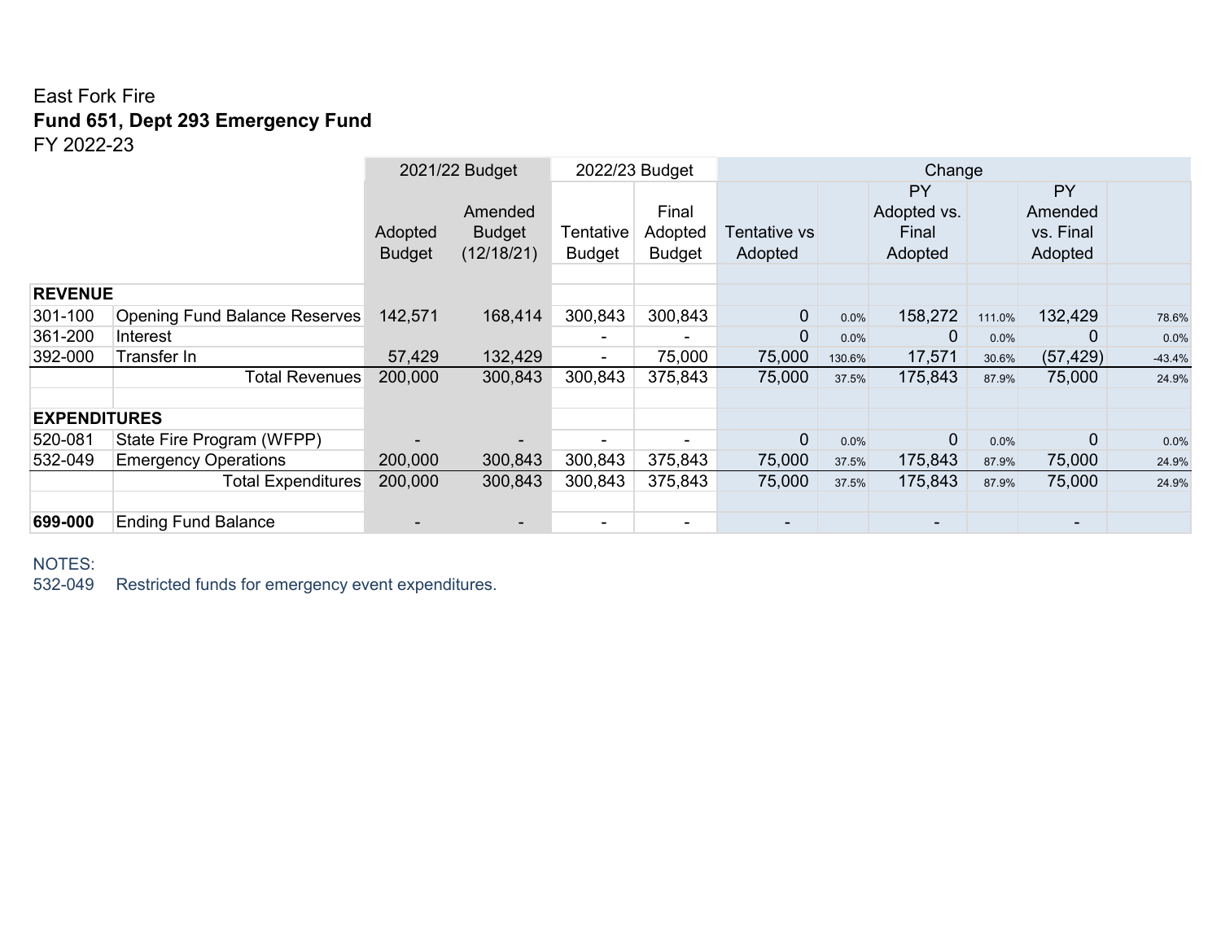East Fork Fire

**Fund 651, Dept 293 Emergency Fund**

FY 2022-23

| | | 2021/22 Budget | | 2022/23 Budget | | Change | | | | | |
|---|---|---|---|---|---|---|---|---|---|---|---|
| | | Adopted Budget | Amended Budget (12/18/21) | Tentative Budget | Final Adopted Budget | Tentative vs Adopted | | PY Adopted vs. Final Adopted | | PY Amended vs. Final Adopted | |
| **REVENUE** | | | | | | | | | | | |
| 301-100 | Opening Fund Balance Reserves | 142,571 | 168,414 | 300,843 | 300,843 | 0 | 0.0% | 158,272 | 111.0% | 132,429 | 78.6% |
| 361-200 | Interest | | | - | - | 0 | 0.0% | 0 | 0.0% | 0 | 0.0% |
| 392-000 | Transfer In | 57,429 | 132,429 | - | 75,000 | 75,000 | 130.6% | 17,571 | 30.6% | (57,429) | -43.4% |
| | Total Revenues | 200,000 | 300,843 | 300,843 | 375,843 | 75,000 | 37.5% | 175,843 | 87.9% | 75,000 | 24.9% |
| | | | | | | | | | | | |
| **EXPENDITURES** | | | | | | | | | | | |
| 520-081 | State Fire Program (WFPP) | - | - | - | - | 0 | 0.0% | 0 | 0.0% | 0 | 0.0% |
| 532-049 | Emergency Operations | 200,000 | 300,843 | 300,843 | 375,843 | 75,000 | 37.5% | 175,843 | 87.9% | 75,000 | 24.9% |
| | Total Expenditures | 200,000 | 300,843 | 300,843 | 375,843 | 75,000 | 37.5% | 175,843 | 87.9% | 75,000 | 24.9% |
| | | | | | | | | | | | |
| **699-000** | Ending Fund Balance | - | - | - | - | - | | - | | - | |

NOTES:

532-049 Restricted funds for emergency event expenditures.